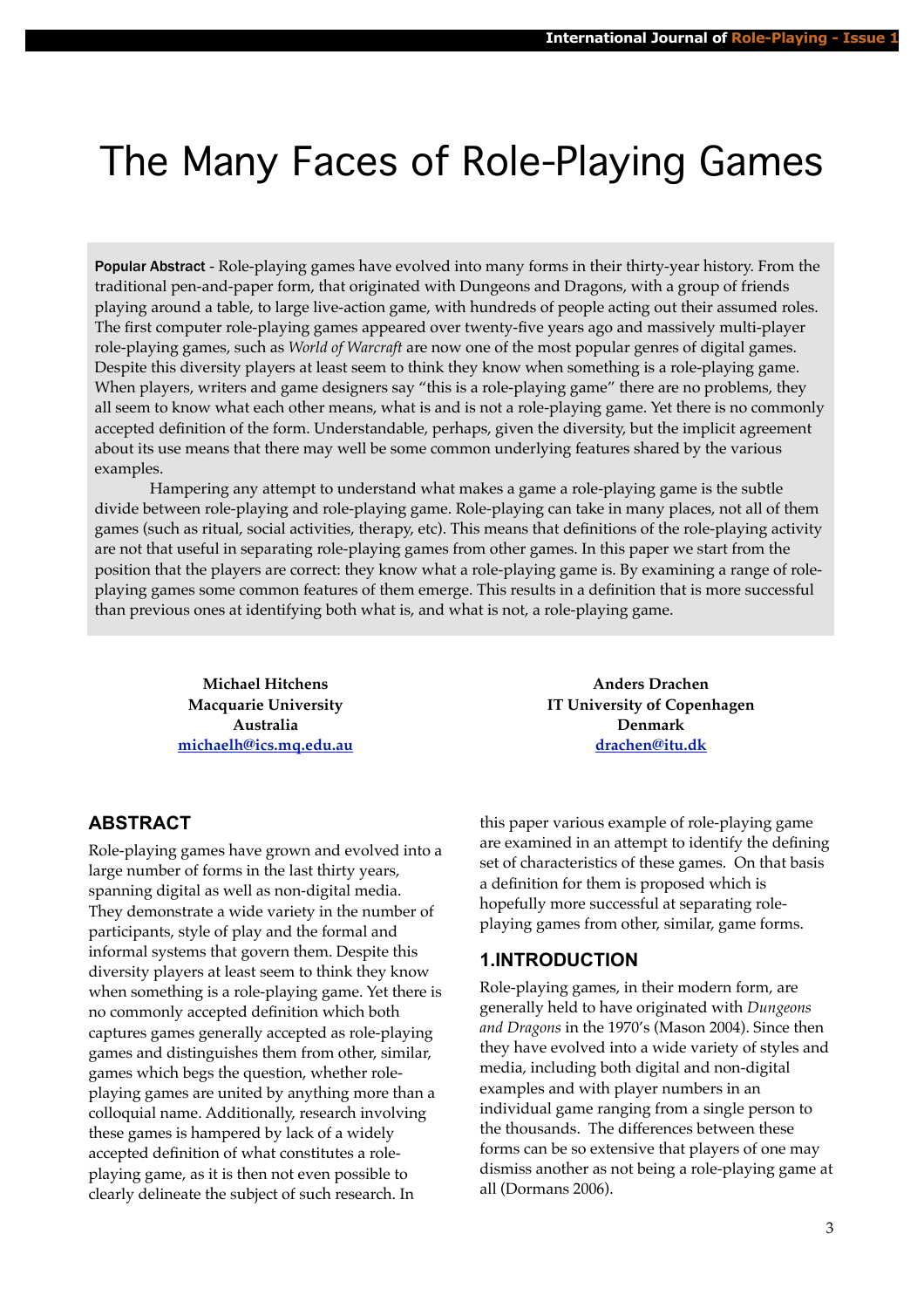# The Many Faces of Role-Playing Games

**Popular Abstract** - Role-playing games have evolved into many forms in their thirty-year history. From the traditional pen-and-paper form, that originated with Dungeons and Dragons, with a group of friends playing around a table, to large live-action game, with hundreds of people acting out their assumed roles. The first computer role-playing games appeared over twenty-five years ago and massively multi-player role-playing games, such as *World of Warcraft* are now one of the most popular genres of digital games. Despite this diversity players at least seem to think they know when something is a role-playing game. When players, writers and game designers say "this is a role-playing game" there are no problems, they all seem to know what each other means, what is and is not a role-playing game. Yet there is no commonly accepted definition of the form. Understandable, perhaps, given the diversity, but the implicit agreement about its use means that there may well be some common underlying features shared by the various examples.

Hampering any attempt to understand what makes a game a role-playing game is the subtle divide between role-playing and role-playing game. Role-playing can take in many places, not all of them games (such as ritual, social activities, therapy, etc). This means that definitions of the role-playing activity are not that useful in separating role-playing games from other games. In this paper we start from the position that the players are correct: they know what a role-playing game is. By examining a range of role-playing games some common features of them emerge. This results in a definition that is more successful than previous ones at identifying both what is, and what is not, a role-playing game.

**Michael Hitchens**
**Macquarie University**
**Australia**
**michaelh@ics.mq.edu.au**

**Anders Drachen**
**IT University of Copenhagen**
**Denmark**
**drachen@itu.dk**

## ABSTRACT

Role-playing games have grown and evolved into a large number of forms in the last thirty years, spanning digital as well as non-digital media. They demonstrate a wide variety in the number of participants, style of play and the formal and informal systems that govern them. Despite this diversity players at least seem to think they know when something is a role-playing game. Yet there is no commonly accepted definition which both captures games generally accepted as role-playing games and distinguishes them from other, similar, games which begs the question, whether role-playing games are united by anything more than a colloquial name. Additionally, research involving these games is hampered by lack of a widely accepted definition of what constitutes a role-playing game, as it is then not even possible to clearly delineate the subject of such research. In this paper various example of role-playing game are examined in an attempt to identify the defining set of characteristics of these games. On that basis a definition for them is proposed which is hopefully more successful at separating role-playing games from other, similar, game forms.

## 1.INTRODUCTION

Role-playing games, in their modern form, are generally held to have originated with *Dungeons and Dragons* in the 1970's (Mason 2004). Since then they have evolved into a wide variety of styles and media, including both digital and non-digital examples and with player numbers in an individual game ranging from a single person to the thousands. The differences between these forms can be so extensive that players of one may dismiss another as not being a role-playing game at all (Dormans 2006).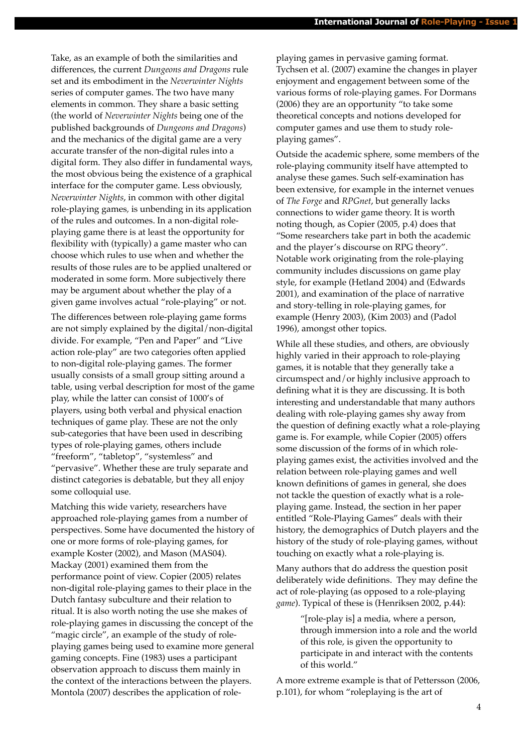Take, as an example of both the similarities and differences, the current *Dungeons and Dragons* rule set and its embodiment in the *Neverwinter Nights* series of computer games. The two have many elements in common. They share a basic setting (the world of *Neverwinter Nights* being one of the published backgrounds of *Dungeons and Dragons*) and the mechanics of the digital game are a very accurate transfer of the non-digital rules into a digital form. They also differ in fundamental ways, the most obvious being the existence of a graphical interface for the computer game. Less obviously, *Neverwinter Nights*, in common with other digital role-playing games, is unbending in its application of the rules and outcomes. In a non-digital role-playing game there is at least the opportunity for flexibility with (typically) a game master who can choose which rules to use when and whether the results of those rules are to be applied unaltered or moderated in some form. More subjectively there may be argument about whether the play of a given game involves actual "role-playing" or not.

The differences between role-playing game forms are not simply explained by the digital/non-digital divide. For example, "Pen and Paper" and "Live action role-play" are two categories often applied to non-digital role-playing games. The former usually consists of a small group sitting around a table, using verbal description for most of the game play, while the latter can consist of 1000's of players, using both verbal and physical enaction techniques of game play. These are not the only sub-categories that have been used in describing types of role-playing games, others include "freeform", "tabletop", "systemless" and "pervasive". Whether these are truly separate and distinct categories is debatable, but they all enjoy some colloquial use.

Matching this wide variety, researchers have approached role-playing games from a number of perspectives. Some have documented the history of one or more forms of role-playing games, for example Koster (2002), and Mason (MAS04). Mackay (2001) examined them from the performance point of view. Copier (2005) relates non-digital role-playing games to their place in the Dutch fantasy subculture and their relation to ritual. It is also worth noting the use she makes of role-playing games in discussing the concept of the "magic circle", an example of the study of role-playing games being used to examine more general gaming concepts. Fine (1983) uses a participant observation approach to discuss them mainly in the context of the interactions between the players. Montola (2007) describes the application of role-playing games in pervasive gaming format. Tychsen et al. (2007) examine the changes in player enjoyment and engagement between some of the various forms of role-playing games. For Dormans (2006) they are an opportunity "to take some theoretical concepts and notions developed for computer games and use them to study role-playing games".

Outside the academic sphere, some members of the role-playing community itself have attempted to analyse these games. Such self-examination has been extensive, for example in the internet venues of *The Forge* and *RPGnet*, but generally lacks connections to wider game theory. It is worth noting though, as Copier (2005, p.4) does that "Some researchers take part in both the academic and the player's discourse on RPG theory". Notable work originating from the role-playing community includes discussions on game play style, for example (Hetland 2004) and (Edwards 2001), and examination of the place of narrative and story-telling in role-playing games, for example (Henry 2003), (Kim 2003) and (Padol 1996), amongst other topics.

While all these studies, and others, are obviously highly varied in their approach to role-playing games, it is notable that they generally take a circumspect and/or highly inclusive approach to defining what it is they are discussing. It is both interesting and understandable that many authors dealing with role-playing games shy away from the question of defining exactly what a role-playing game is. For example, while Copier (2005) offers some discussion of the forms of in which role-playing games exist, the activities involved and the relation between role-playing games and well known definitions of games in general, she does not tackle the question of exactly what is a role-playing game. Instead, the section in her paper entitled "Role-Playing Games" deals with their history, the demographics of Dutch players and the history of the study of role-playing games, without touching on exactly what a role-playing is.

Many authors that do address the question posit deliberately wide definitions. They may define the act of role-playing (as opposed to a role-playing *game*). Typical of these is (Henriksen 2002, p.44):

> "[role-play is] a media, where a person, through immersion into a role and the world of this role, is given the opportunity to participate in and interact with the contents of this world."

A more extreme example is that of Pettersson (2006, p.101), for whom "roleplaying is the art of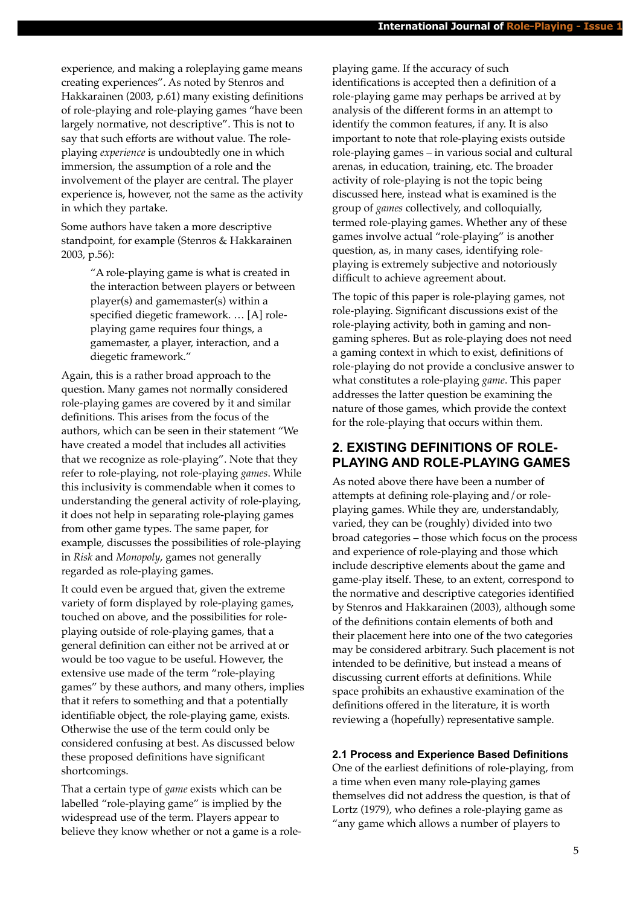experience, and making a roleplaying game means creating experiences". As noted by Stenros and Hakkarainen (2003, p.61) many existing definitions of role-playing and role-playing games "have been largely normative, not descriptive". This is not to say that such efforts are without value. The role-playing *experience* is undoubtedly one in which immersion, the assumption of a role and the involvement of the player are central. The player experience is, however, not the same as the activity in which they partake.

Some authors have taken a more descriptive standpoint, for example (Stenros & Hakkarainen 2003, p.56):

> "A role-playing game is what is created in the interaction between players or between player(s) and gamemaster(s) within a specified diegetic framework. … [A] role-playing game requires four things, a gamemaster, a player, interaction, and a diegetic framework."

Again, this is a rather broad approach to the question. Many games not normally considered role-playing games are covered by it and similar definitions. This arises from the focus of the authors, which can be seen in their statement "We have created a model that includes all activities that we recognize as role-playing". Note that they refer to role-playing, not role-playing *games*. While this inclusivity is commendable when it comes to understanding the general activity of role-playing, it does not help in separating role-playing games from other game types. The same paper, for example, discusses the possibilities of role-playing in *Risk* and *Monopoly*, games not generally regarded as role-playing games.

It could even be argued that, given the extreme variety of form displayed by role-playing games, touched on above, and the possibilities for role-playing outside of role-playing games, that a general definition can either not be arrived at or would be too vague to be useful. However, the extensive use made of the term "role-playing games" by these authors, and many others, implies that it refers to something and that a potentially identifiable object, the role-playing game, exists. Otherwise the use of the term could only be considered confusing at best. As discussed below these proposed definitions have significant shortcomings.

That a certain type of *game* exists which can be labelled "role-playing game" is implied by the widespread use of the term. Players appear to believe they know whether or not a game is a role-playing game. If the accuracy of such identifications is accepted then a definition of a role-playing game may perhaps be arrived at by analysis of the different forms in an attempt to identify the common features, if any. It is also important to note that role-playing exists outside role-playing games – in various social and cultural arenas, in education, training, etc. The broader activity of role-playing is not the topic being discussed here, instead what is examined is the group of *games* collectively, and colloquially, termed role-playing games. Whether any of these games involve actual "role-playing" is another question, as, in many cases, identifying role-playing is extremely subjective and notoriously difficult to achieve agreement about.

The topic of this paper is role-playing games, not role-playing. Significant discussions exist of the role-playing activity, both in gaming and non-gaming spheres. But as role-playing does not need a gaming context in which to exist, definitions of role-playing do not provide a conclusive answer to what constitutes a role-playing *game*. This paper addresses the latter question be examining the nature of those games, which provide the context for the role-playing that occurs within them.

## 2. EXISTING DEFINITIONS OF ROLE-PLAYING AND ROLE-PLAYING GAMES

As noted above there have been a number of attempts at defining role-playing and/or role-playing games. While they are, understandably, varied, they can be (roughly) divided into two broad categories – those which focus on the process and experience of role-playing and those which include descriptive elements about the game and game-play itself. These, to an extent, correspond to the normative and descriptive categories identified by Stenros and Hakkarainen (2003), although some of the definitions contain elements of both and their placement here into one of the two categories may be considered arbitrary. Such placement is not intended to be definitive, but instead a means of discussing current efforts at definitions. While space prohibits an exhaustive examination of the definitions offered in the literature, it is worth reviewing a (hopefully) representative sample.

### 2.1 Process and Experience Based Definitions

One of the earliest definitions of role-playing, from a time when even many role-playing games themselves did not address the question, is that of Lortz (1979), who defines a role-playing game as "any game which allows a number of players to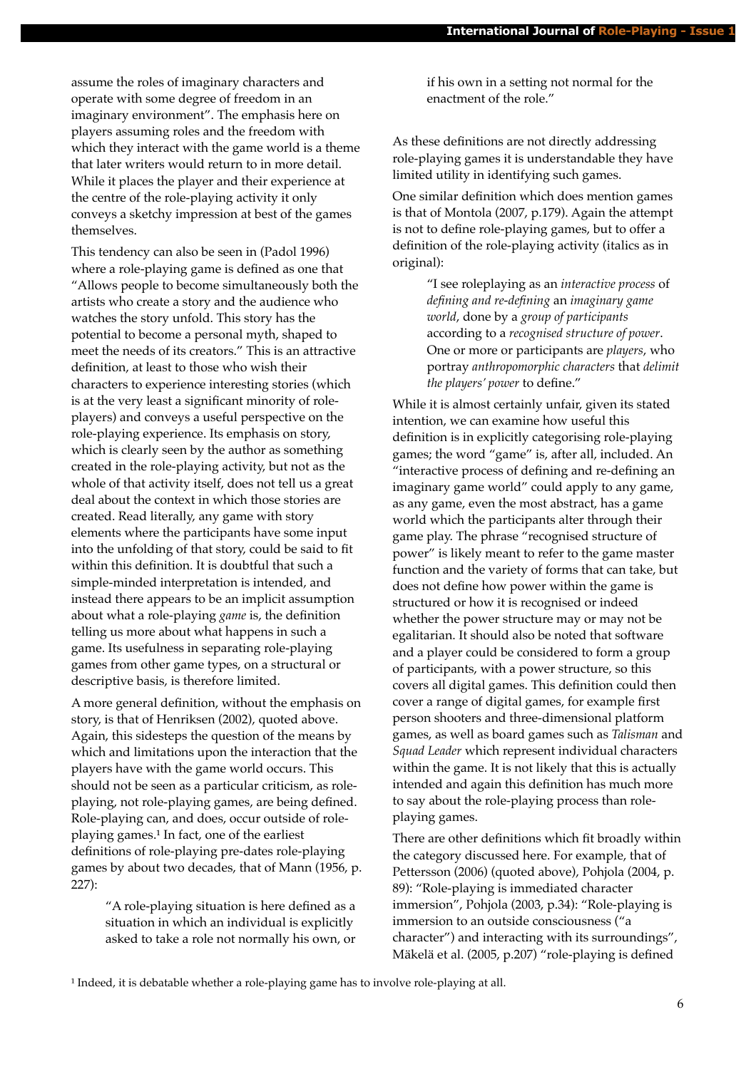assume the roles of imaginary characters and operate with some degree of freedom in an imaginary environment". The emphasis here on players assuming roles and the freedom with which they interact with the game world is a theme that later writers would return to in more detail. While it places the player and their experience at the centre of the role-playing activity it only conveys a sketchy impression at best of the games themselves.

This tendency can also be seen in (Padol 1996) where a role-playing game is defined as one that "Allows people to become simultaneously both the artists who create a story and the audience who watches the story unfold. This story has the potential to become a personal myth, shaped to meet the needs of its creators." This is an attractive definition, at least to those who wish their characters to experience interesting stories (which is at the very least a significant minority of role-players) and conveys a useful perspective on the role-playing experience. Its emphasis on story, which is clearly seen by the author as something created in the role-playing activity, but not as the whole of that activity itself, does not tell us a great deal about the context in which those stories are created. Read literally, any game with story elements where the participants have some input into the unfolding of that story, could be said to fit within this definition. It is doubtful that such a simple-minded interpretation is intended, and instead there appears to be an implicit assumption about what a role-playing *game* is, the definition telling us more about what happens in such a game. Its usefulness in separating role-playing games from other game types, on a structural or descriptive basis, is therefore limited.

A more general definition, without the emphasis on story, is that of Henriksen (2002), quoted above. Again, this sidesteps the question of the means by which and limitations upon the interaction that the players have with the game world occurs. This should not be seen as a particular criticism, as role-playing, not role-playing games, are being defined. Role-playing can, and does, occur outside of role-playing games.[1] In fact, one of the earliest definitions of role-playing pre-dates role-playing games by about two decades, that of Mann (1956, p. 227):

> "A role-playing situation is here defined as a situation in which an individual is explicitly asked to take a role not normally his own, or if his own in a setting not normal for the enactment of the role."

As these definitions are not directly addressing role-playing games it is understandable they have limited utility in identifying such games.

One similar definition which does mention games is that of Montola (2007, p.179). Again the attempt is not to define role-playing games, but to offer a definition of the role-playing activity (italics as in original):

> "I see roleplaying as an *interactive process* of *defining and re-defining* an *imaginary game world*, done by a *group of participants* according to a *recognised structure of power*. One or more or participants are *players*, who portray *anthropomorphic characters* that *delimit the players' power* to define."

While it is almost certainly unfair, given its stated intention, we can examine how useful this definition is in explicitly categorising role-playing games; the word "game" is, after all, included. An "interactive process of defining and re-defining an imaginary game world" could apply to any game, as any game, even the most abstract, has a game world which the participants alter through their game play. The phrase "recognised structure of power" is likely meant to refer to the game master function and the variety of forms that can take, but does not define how power within the game is structured or how it is recognised or indeed whether the power structure may or may not be egalitarian. It should also be noted that software and a player could be considered to form a group of participants, with a power structure, so this covers all digital games. This definition could then cover a range of digital games, for example first person shooters and three-dimensional platform games, as well as board games such as *Talisman* and *Squad Leader* which represent individual characters within the game. It is not likely that this is actually intended and again this definition has much more to say about the role-playing process than role-playing games.

There are other definitions which fit broadly within the category discussed here. For example, that of Pettersson (2006) (quoted above), Pohjola (2004, p. 89): "Role-playing is immediated character immersion", Pohjola (2003, p.34): "Role-playing is immersion to an outside consciousness ("a character") and interacting with its surroundings", Mäkelä et al. (2005, p.207) "role-playing is defined

[1] Indeed, it is debatable whether a role-playing game has to involve role-playing at all.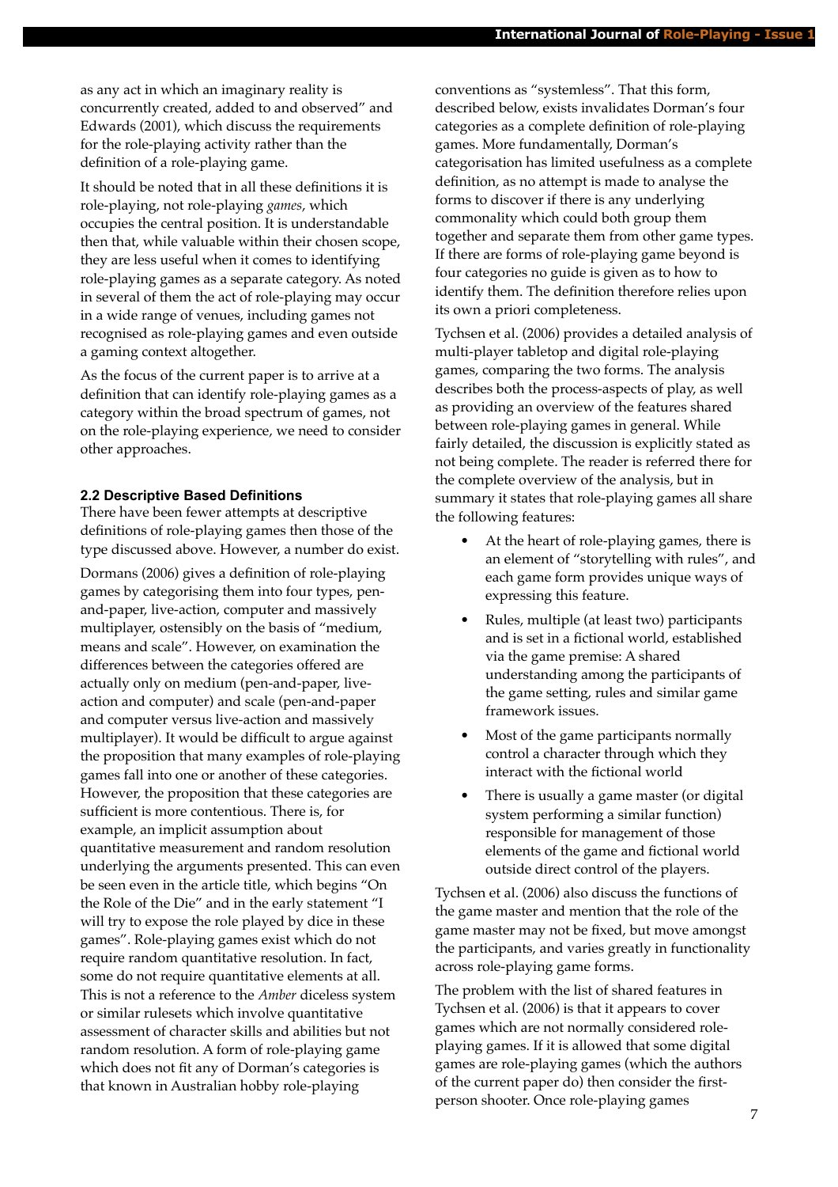as any act in which an imaginary reality is concurrently created, added to and observed" and Edwards (2001), which discuss the requirements for the role-playing activity rather than the definition of a role-playing game.

It should be noted that in all these definitions it is role-playing, not role-playing *games*, which occupies the central position. It is understandable then that, while valuable within their chosen scope, they are less useful when it comes to identifying role-playing games as a separate category. As noted in several of them the act of role-playing may occur in a wide range of venues, including games not recognised as role-playing games and even outside a gaming context altogether.

As the focus of the current paper is to arrive at a definition that can identify role-playing games as a category within the broad spectrum of games, not on the role-playing experience, we need to consider other approaches.

### 2.2 Descriptive Based Definitions

There have been fewer attempts at descriptive definitions of role-playing games then those of the type discussed above. However, a number do exist.

Dormans (2006) gives a definition of role-playing games by categorising them into four types, pen-and-paper, live-action, computer and massively multiplayer, ostensibly on the basis of "medium, means and scale". However, on examination the differences between the categories offered are actually only on medium (pen-and-paper, live-action and computer) and scale (pen-and-paper and computer versus live-action and massively multiplayer). It would be difficult to argue against the proposition that many examples of role-playing games fall into one or another of these categories. However, the proposition that these categories are sufficient is more contentious. There is, for example, an implicit assumption about quantitative measurement and random resolution underlying the arguments presented. This can even be seen even in the article title, which begins "On the Role of the Die" and in the early statement "I will try to expose the role played by dice in these games". Role-playing games exist which do not require random quantitative resolution. In fact, some do not require quantitative elements at all. This is not a reference to the *Amber* diceless system or similar rulesets which involve quantitative assessment of character skills and abilities but not random resolution. A form of role-playing game which does not fit any of Dorman's categories is that known in Australian hobby role-playing conventions as "systemless". That this form, described below, exists invalidates Dorman's four categories as a complete definition of role-playing games. More fundamentally, Dorman's categorisation has limited usefulness as a complete definition, as no attempt is made to analyse the forms to discover if there is any underlying commonality which could both group them together and separate them from other game types. If there are forms of role-playing game beyond is four categories no guide is given as to how to identify them. The definition therefore relies upon its own a priori completeness.

Tychsen et al. (2006) provides a detailed analysis of multi-player tabletop and digital role-playing games, comparing the two forms. The analysis describes both the process-aspects of play, as well as providing an overview of the features shared between role-playing games in general. While fairly detailed, the discussion is explicitly stated as not being complete. The reader is referred there for the complete overview of the analysis, but in summary it states that role-playing games all share the following features:

- At the heart of role-playing games, there is an element of "storytelling with rules", and each game form provides unique ways of expressing this feature.
- Rules, multiple (at least two) participants and is set in a fictional world, established via the game premise: A shared understanding among the participants of the game setting, rules and similar game framework issues.
- Most of the game participants normally control a character through which they interact with the fictional world
- There is usually a game master (or digital system performing a similar function) responsible for management of those elements of the game and fictional world outside direct control of the players.

Tychsen et al. (2006) also discuss the functions of the game master and mention that the role of the game master may not be fixed, but move amongst the participants, and varies greatly in functionality across role-playing game forms.

The problem with the list of shared features in Tychsen et al. (2006) is that it appears to cover games which are not normally considered role-playing games. If it is allowed that some digital games are role-playing games (which the authors of the current paper do) then consider the first-person shooter. Once role-playing games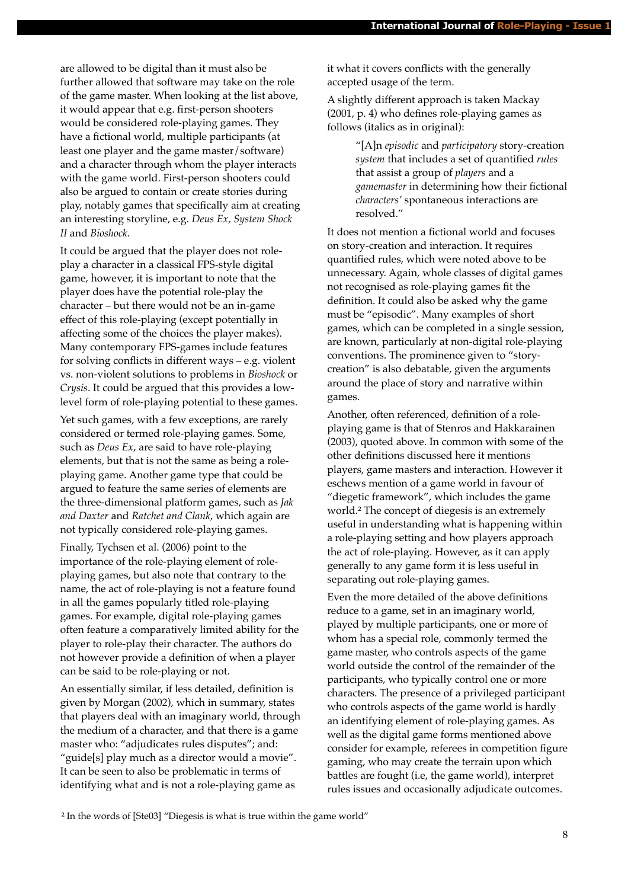are allowed to be digital than it must also be further allowed that software may take on the role of the game master. When looking at the list above, it would appear that e.g. first-person shooters would be considered role-playing games. They have a fictional world, multiple participants (at least one player and the game master/software) and a character through whom the player interacts with the game world. First-person shooters could also be argued to contain or create stories during play, notably games that specifically aim at creating an interesting storyline, e.g. *Deus Ex, System Shock II* and *Bioshock*.

It could be argued that the player does not role-play a character in a classical FPS-style digital game, however, it is important to note that the player does have the potential role-play the character – but there would not be an in-game effect of this role-playing (except potentially in affecting some of the choices the player makes). Many contemporary FPS-games include features for solving conflicts in different ways – e.g. violent vs. non-violent solutions to problems in *Bioshock* or *Crysis*. It could be argued that this provides a low-level form of role-playing potential to these games.

Yet such games, with a few exceptions, are rarely considered or termed role-playing games. Some, such as *Deus Ex*, are said to have role-playing elements, but that is not the same as being a role-playing game. Another game type that could be argued to feature the same series of elements are the three-dimensional platform games, such as *Jak and Daxter* and *Ratchet and Clank*, which again are not typically considered role-playing games.

Finally, Tychsen et al. (2006) point to the importance of the role-playing element of role-playing games, but also note that contrary to the name, the act of role-playing is not a feature found in all the games popularly titled role-playing games. For example, digital role-playing games often feature a comparatively limited ability for the player to role-play their character. The authors do not however provide a definition of when a player can be said to be role-playing or not.

An essentially similar, if less detailed, definition is given by Morgan (2002), which in summary, states that players deal with an imaginary world, through the medium of a character, and that there is a game master who: "adjudicates rules disputes"; and: "guide[s] play much as a director would a movie". It can be seen to also be problematic in terms of identifying what and is not a role-playing game as it what it covers conflicts with the generally accepted usage of the term.

A slightly different approach is taken Mackay (2001, p. 4) who defines role-playing games as follows (italics as in original):

> "[A]n *episodic* and *participatory* story-creation *system* that includes a set of quantified *rules* that assist a group of *players* and a *gamemaster* in determining how their fictional *characters'* spontaneous interactions are resolved."

It does not mention a fictional world and focuses on story-creation and interaction. It requires quantified rules, which were noted above to be unnecessary. Again, whole classes of digital games not recognised as role-playing games fit the definition. It could also be asked why the game must be "episodic". Many examples of short games, which can be completed in a single session, are known, particularly at non-digital role-playing conventions. The prominence given to "story-creation" is also debatable, given the arguments around the place of story and narrative within games.

Another, often referenced, definition of a role-playing game is that of Stenros and Hakkarainen (2003), quoted above. In common with some of the other definitions discussed here it mentions players, game masters and interaction. However it eschews mention of a game world in favour of "diegetic framework", which includes the game world.[2] The concept of diegesis is an extremely useful in understanding what is happening within a role-playing setting and how players approach the act of role-playing. However, as it can apply generally to any game form it is less useful in separating out role-playing games.

Even the more detailed of the above definitions reduce to a game, set in an imaginary world, played by multiple participants, one or more of whom has a special role, commonly termed the game master, who controls aspects of the game world outside the control of the remainder of the participants, who typically control one or more characters. The presence of a privileged participant who controls aspects of the game world is hardly an identifying element of role-playing games. As well as the digital game forms mentioned above consider for example, referees in competition figure gaming, who may create the terrain upon which battles are fought (i.e, the game world), interpret rules issues and occasionally adjudicate outcomes.

[2] In the words of [Ste03] "Diegesis is what is true within the game world"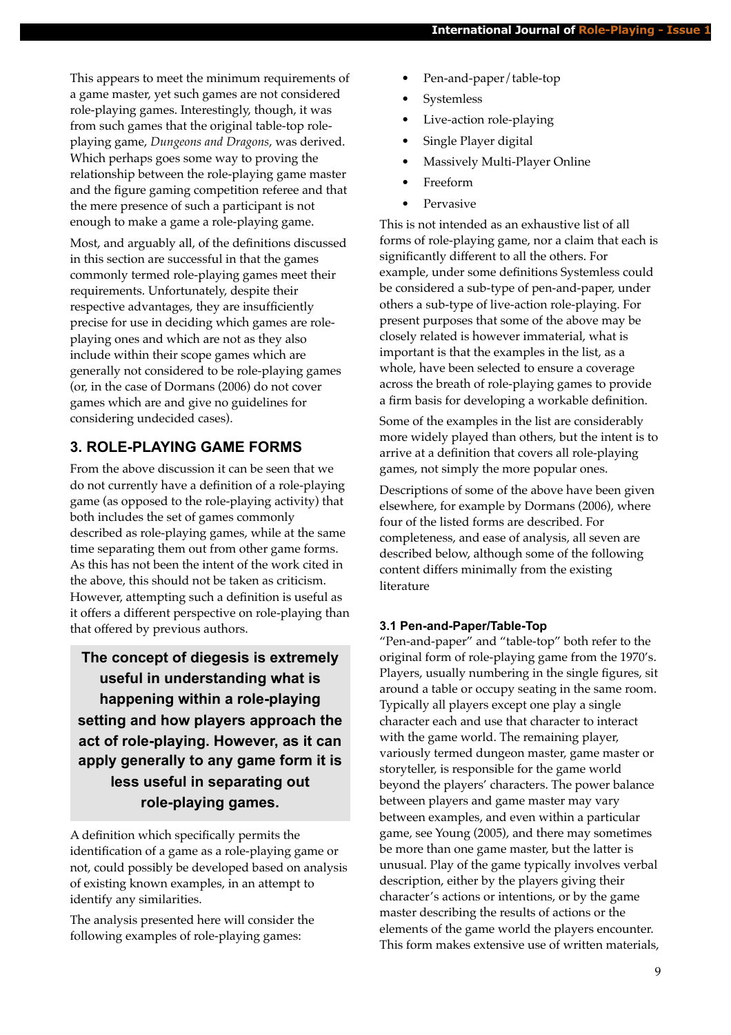This appears to meet the minimum requirements of a game master, yet such games are not considered role-playing games. Interestingly, though, it was from such games that the original table-top role-playing game, *Dungeons and Dragons*, was derived. Which perhaps goes some way to proving the relationship between the role-playing game master and the figure gaming competition referee and that the mere presence of such a participant is not enough to make a game a role-playing game.

Most, and arguably all, of the definitions discussed in this section are successful in that the games commonly termed role-playing games meet their requirements. Unfortunately, despite their respective advantages, they are insufficiently precise for use in deciding which games are role-playing ones and which are not as they also include within their scope games which are generally not considered to be role-playing games (or, in the case of Dormans (2006) do not cover games which are and give no guidelines for considering undecided cases).

## 3. ROLE-PLAYING GAME FORMS

From the above discussion it can be seen that we do not currently have a definition of a role-playing game (as opposed to the role-playing activity) that both includes the set of games commonly described as role-playing games, while at the same time separating them out from other game forms. As this has not been the intent of the work cited in the above, this should not be taken as criticism. However, attempting such a definition is useful as it offers a different perspective on role-playing than that offered by previous authors.

> **The concept of diegesis is extremely useful in understanding what is happening within a role-playing setting and how players approach the act of role-playing. However, as it can apply generally to any game form it is less useful in separating out role-playing games.**

A definition which specifically permits the identification of a game as a role-playing game or not, could possibly be developed based on analysis of existing known examples, in an attempt to identify any similarities.

The analysis presented here will consider the following examples of role-playing games:

- Pen-and-paper/table-top
- Systemless
- Live-action role-playing
- Single Player digital
- Massively Multi-Player Online
- Freeform
- Pervasive

This is not intended as an exhaustive list of all forms of role-playing game, nor a claim that each is significantly different to all the others. For example, under some definitions Systemless could be considered a sub-type of pen-and-paper, under others a sub-type of live-action role-playing. For present purposes that some of the above may be closely related is however immaterial, what is important is that the examples in the list, as a whole, have been selected to ensure a coverage across the breath of role-playing games to provide a firm basis for developing a workable definition.

Some of the examples in the list are considerably more widely played than others, but the intent is to arrive at a definition that covers all role-playing games, not simply the more popular ones.

Descriptions of some of the above have been given elsewhere, for example by Dormans (2006), where four of the listed forms are described. For completeness, and ease of analysis, all seven are described below, although some of the following content differs minimally from the existing literature

### 3.1 Pen-and-Paper/Table-Top

"Pen-and-paper" and "table-top" both refer to the original form of role-playing game from the 1970's. Players, usually numbering in the single figures, sit around a table or occupy seating in the same room. Typically all players except one play a single character each and use that character to interact with the game world. The remaining player, variously termed dungeon master, game master or storyteller, is responsible for the game world beyond the players' characters. The power balance between players and game master may vary between examples, and even within a particular game, see Young (2005), and there may sometimes be more than one game master, but the latter is unusual. Play of the game typically involves verbal description, either by the players giving their character's actions or intentions, or by the game master describing the results of actions or the elements of the game world the players encounter. This form makes extensive use of written materials,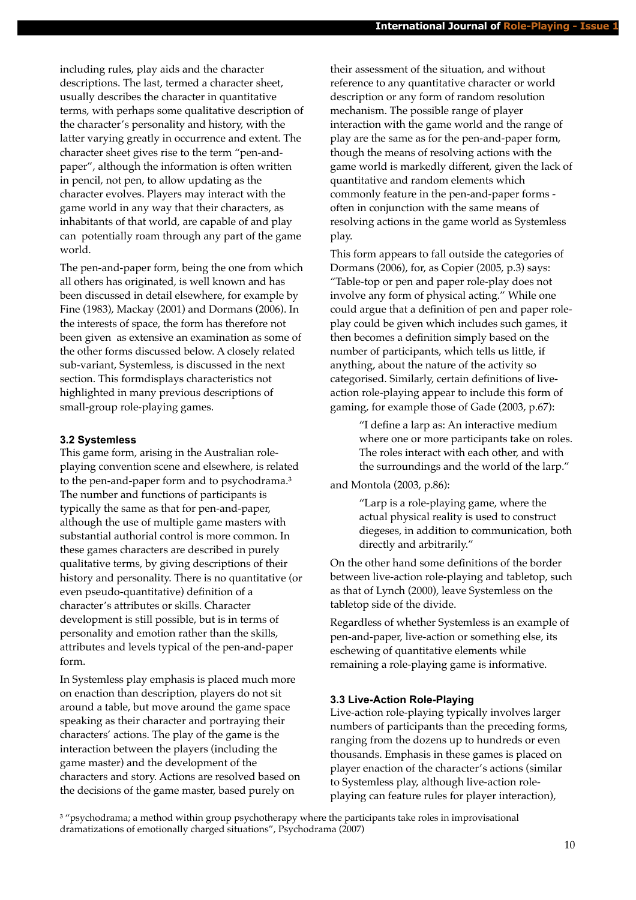including rules, play aids and the character descriptions. The last, termed a character sheet, usually describes the character in quantitative terms, with perhaps some qualitative description of the character's personality and history, with the latter varying greatly in occurrence and extent. The character sheet gives rise to the term "pen-and-paper", although the information is often written in pencil, not pen, to allow updating as the character evolves. Players may interact with the game world in any way that their characters, as inhabitants of that world, are capable of and play can potentially roam through any part of the game world.

The pen-and-paper form, being the one from which all others has originated, is well known and has been discussed in detail elsewhere, for example by Fine (1983), Mackay (2001) and Dormans (2006). In the interests of space, the form has therefore not been given as extensive an examination as some of the other forms discussed below. A closely related sub-variant, Systemless, is discussed in the next section. This formdisplays characteristics not highlighted in many previous descriptions of small-group role-playing games.

### 3.2 Systemless

This game form, arising in the Australian role-playing convention scene and elsewhere, is related to the pen-and-paper form and to psychodrama.[3] The number and functions of participants is typically the same as that for pen-and-paper, although the use of multiple game masters with substantial authorial control is more common. In these games characters are described in purely qualitative terms, by giving descriptions of their history and personality. There is no quantitative (or even pseudo-quantitative) definition of a character's attributes or skills. Character development is still possible, but is in terms of personality and emotion rather than the skills, attributes and levels typical of the pen-and-paper form.

In Systemless play emphasis is placed much more on enaction than description, players do not sit around a table, but move around the game space speaking as their character and portraying their characters' actions. The play of the game is the interaction between the players (including the game master) and the development of the characters and story. Actions are resolved based on the decisions of the game master, based purely on their assessment of the situation, and without reference to any quantitative character or world description or any form of random resolution mechanism. The possible range of player interaction with the game world and the range of play are the same as for the pen-and-paper form, though the means of resolving actions with the game world is markedly different, given the lack of quantitative and random elements which commonly feature in the pen-and-paper forms - often in conjunction with the same means of resolving actions in the game world as Systemless play.

This form appears to fall outside the categories of Dormans (2006), for, as Copier (2005, p.3) says: "Table-top or pen and paper role-play does not involve any form of physical acting." While one could argue that a definition of pen and paper role-play could be given which includes such games, it then becomes a definition simply based on the number of participants, which tells us little, if anything, about the nature of the activity so categorised. Similarly, certain definitions of live-action role-playing appear to include this form of gaming, for example those of Gade (2003, p.67):

> "I define a larp as: An interactive medium where one or more participants take on roles. The roles interact with each other, and with the surroundings and the world of the larp."

and Montola (2003, p.86):

> "Larp is a role-playing game, where the actual physical reality is used to construct diegeses, in addition to communication, both directly and arbitrarily."

On the other hand some definitions of the border between live-action role-playing and tabletop, such as that of Lynch (2000), leave Systemless on the tabletop side of the divide.

Regardless of whether Systemless is an example of pen-and-paper, live-action or something else, its eschewing of quantitative elements while remaining a role-playing game is informative.

### 3.3 Live-Action Role-Playing

Live-action role-playing typically involves larger numbers of participants than the preceding forms, ranging from the dozens up to hundreds or even thousands. Emphasis in these games is placed on player enaction of the character's actions (similar to Systemless play, although live-action role-playing can feature rules for player interaction),

[3] "psychodrama; a method within group psychotherapy where the participants take roles in improvisational dramatizations of emotionally charged situations", Psychodrama (2007)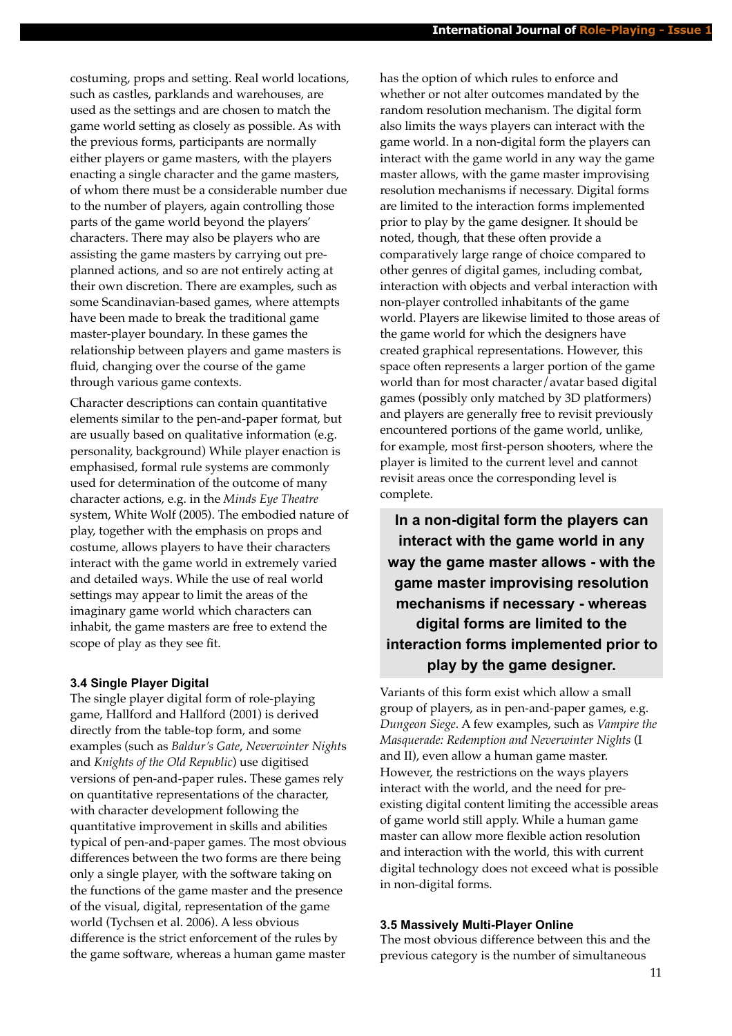costuming, props and setting. Real world locations, such as castles, parklands and warehouses, are used as the settings and are chosen to match the game world setting as closely as possible. As with the previous forms, participants are normally either players or game masters, with the players enacting a single character and the game masters, of whom there must be a considerable number due to the number of players, again controlling those parts of the game world beyond the players' characters. There may also be players who are assisting the game masters by carrying out pre-planned actions, and so are not entirely acting at their own discretion. There are examples, such as some Scandinavian-based games, where attempts have been made to break the traditional game master-player boundary. In these games the relationship between players and game masters is fluid, changing over the course of the game through various game contexts.

Character descriptions can contain quantitative elements similar to the pen-and-paper format, but are usually based on qualitative information (e.g. personality, background) While player enaction is emphasised, formal rule systems are commonly used for determination of the outcome of many character actions, e.g. in the *Minds Eye Theatre* system, White Wolf (2005). The embodied nature of play, together with the emphasis on props and costume, allows players to have their characters interact with the game world in extremely varied and detailed ways. While the use of real world settings may appear to limit the areas of the imaginary game world which characters can inhabit, the game masters are free to extend the scope of play as they see fit.

### 3.4 Single Player Digital

The single player digital form of role-playing game, Hallford and Hallford (2001) is derived directly from the table-top form, and some examples (such as *Baldur's Gate*, *Neverwinter Night*s and *Knights of the Old Republic*) use digitised versions of pen-and-paper rules. These games rely on quantitative representations of the character, with character development following the quantitative improvement in skills and abilities typical of pen-and-paper games. The most obvious differences between the two forms are there being only a single player, with the software taking on the functions of the game master and the presence of the visual, digital, representation of the game world (Tychsen et al. 2006). A less obvious difference is the strict enforcement of the rules by the game software, whereas a human game master has the option of which rules to enforce and whether or not alter outcomes mandated by the random resolution mechanism. The digital form also limits the ways players can interact with the game world. In a non-digital form the players can interact with the game world in any way the game master allows, with the game master improvising resolution mechanisms if necessary. Digital forms are limited to the interaction forms implemented prior to play by the game designer. It should be noted, though, that these often provide a comparatively large range of choice compared to other genres of digital games, including combat, interaction with objects and verbal interaction with non-player controlled inhabitants of the game world. Players are likewise limited to those areas of the game world for which the designers have created graphical representations. However, this space often represents a larger portion of the game world than for most character/avatar based digital games (possibly only matched by 3D platformers) and players are generally free to revisit previously encountered portions of the game world, unlike, for example, most first-person shooters, where the player is limited to the current level and cannot revisit areas once the corresponding level is complete.

**In a non-digital form the players can interact with the game world in any way the game master allows - with the game master improvising resolution mechanisms if necessary - whereas digital forms are limited to the interaction forms implemented prior to play by the game designer.**

Variants of this form exist which allow a small group of players, as in pen-and-paper games, e.g. *Dungeon Siege*. A few examples, such as *Vampire the Masquerade: Redemption and Neverwinter Nights* (I and II), even allow a human game master. However, the restrictions on the ways players interact with the world, and the need for pre-existing digital content limiting the accessible areas of game world still apply. While a human game master can allow more flexible action resolution and interaction with the world, this with current digital technology does not exceed what is possible in non-digital forms.

### 3.5 Massively Multi-Player Online

The most obvious difference between this and the previous category is the number of simultaneous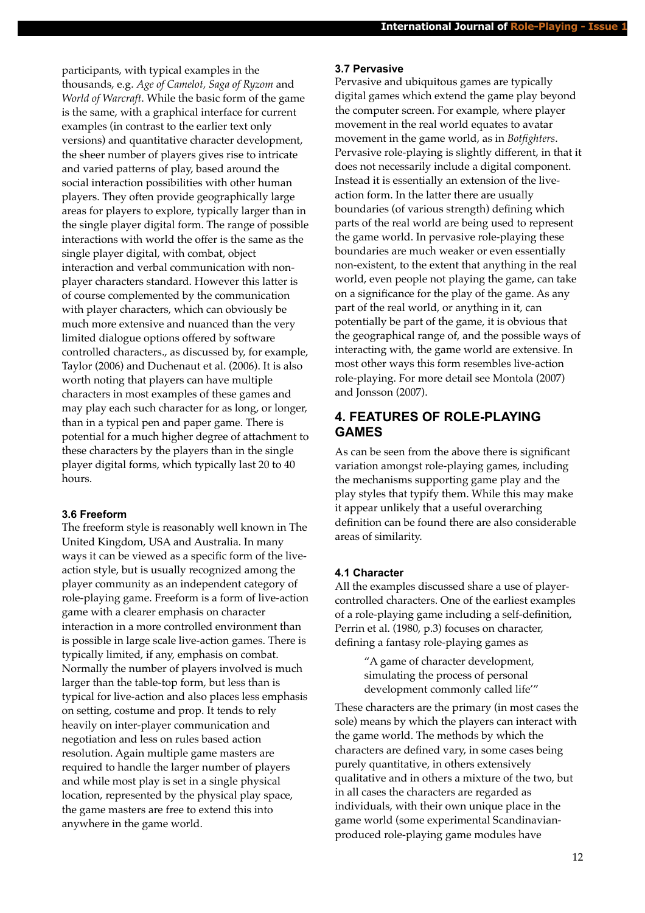participants, with typical examples in the thousands, e.g. *Age of Camelot, Saga of Ryzom* and *World of Warcraft*. While the basic form of the game is the same, with a graphical interface for current examples (in contrast to the earlier text only versions) and quantitative character development, the sheer number of players gives rise to intricate and varied patterns of play, based around the social interaction possibilities with other human players. They often provide geographically large areas for players to explore, typically larger than in the single player digital form. The range of possible interactions with world the offer is the same as the single player digital, with combat, object interaction and verbal communication with non-player characters standard. However this latter is of course complemented by the communication with player characters, which can obviously be much more extensive and nuanced than the very limited dialogue options offered by software controlled characters., as discussed by, for example, Taylor (2006) and Duchenaut et al. (2006). It is also worth noting that players can have multiple characters in most examples of these games and may play each such character for as long, or longer, than in a typical pen and paper game. There is potential for a much higher degree of attachment to these characters by the players than in the single player digital forms, which typically last 20 to 40 hours.

### 3.6 Freeform

The freeform style is reasonably well known in The United Kingdom, USA and Australia. In many ways it can be viewed as a specific form of the live-action style, but is usually recognized among the player community as an independent category of role-playing game. Freeform is a form of live-action game with a clearer emphasis on character interaction in a more controlled environment than is possible in large scale live-action games. There is typically limited, if any, emphasis on combat. Normally the number of players involved is much larger than the table-top form, but less than is typical for live-action and also places less emphasis on setting, costume and prop. It tends to rely heavily on inter-player communication and negotiation and less on rules based action resolution. Again multiple game masters are required to handle the larger number of players and while most play is set in a single physical location, represented by the physical play space, the game masters are free to extend this into anywhere in the game world.

### 3.7 Pervasive

Pervasive and ubiquitous games are typically digital games which extend the game play beyond the computer screen. For example, where player movement in the real world equates to avatar movement in the game world, as in *Botfighters*. Pervasive role-playing is slightly different, in that it does not necessarily include a digital component. Instead it is essentially an extension of the live-action form. In the latter there are usually boundaries (of various strength) defining which parts of the real world are being used to represent the game world. In pervasive role-playing these boundaries are much weaker or even essentially non-existent, to the extent that anything in the real world, even people not playing the game, can take on a significance for the play of the game. As any part of the real world, or anything in it, can potentially be part of the game, it is obvious that the geographical range of, and the possible ways of interacting with, the game world are extensive. In most other ways this form resembles live-action role-playing. For more detail see Montola (2007) and Jonsson (2007).

## 4. FEATURES OF ROLE-PLAYING GAMES

As can be seen from the above there is significant variation amongst role-playing games, including the mechanisms supporting game play and the play styles that typify them. While this may make it appear unlikely that a useful overarching definition can be found there are also considerable areas of similarity.

### 4.1 Character

All the examples discussed share a use of player-controlled characters. One of the earliest examples of a role-playing game including a self-definition, Perrin et al. (1980, p.3) focuses on character, defining a fantasy role-playing games as

> "A game of character development, simulating the process of personal development commonly called life'"

These characters are the primary (in most cases the sole) means by which the players can interact with the game world. The methods by which the characters are defined vary, in some cases being purely quantitative, in others extensively qualitative and in others a mixture of the two, but in all cases the characters are regarded as individuals, with their own unique place in the game world (some experimental Scandinavian-produced role-playing game modules have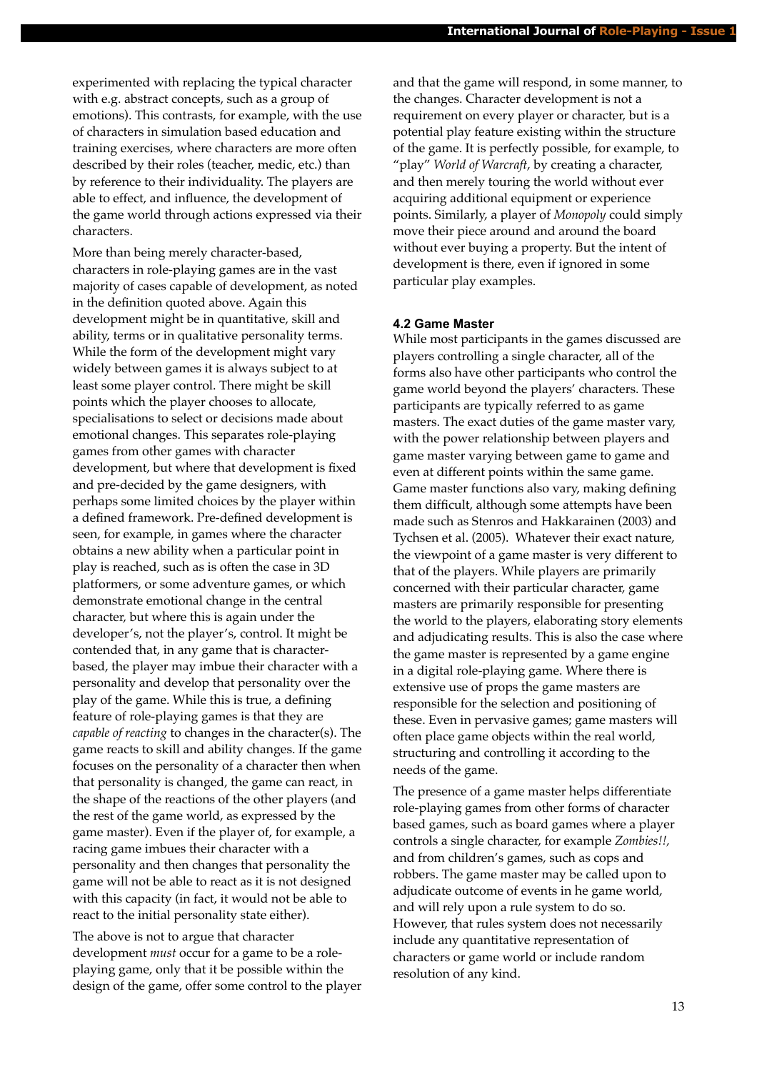experimented with replacing the typical character with e.g. abstract concepts, such as a group of emotions). This contrasts, for example, with the use of characters in simulation based education and training exercises, where characters are more often described by their roles (teacher, medic, etc.) than by reference to their individuality. The players are able to effect, and influence, the development of the game world through actions expressed via their characters.

More than being merely character-based, characters in role-playing games are in the vast majority of cases capable of development, as noted in the definition quoted above. Again this development might be in quantitative, skill and ability, terms or in qualitative personality terms. While the form of the development might vary widely between games it is always subject to at least some player control. There might be skill points which the player chooses to allocate, specialisations to select or decisions made about emotional changes. This separates role-playing games from other games with character development, but where that development is fixed and pre-decided by the game designers, with perhaps some limited choices by the player within a defined framework. Pre-defined development is seen, for example, in games where the character obtains a new ability when a particular point in play is reached, such as is often the case in 3D platformers, or some adventure games, or which demonstrate emotional change in the central character, but where this is again under the developer's, not the player's, control. It might be contended that, in any game that is character-based, the player may imbue their character with a personality and develop that personality over the play of the game. While this is true, a defining feature of role-playing games is that they are *capable of reacting* to changes in the character(s). The game reacts to skill and ability changes. If the game focuses on the personality of a character then when that personality is changed, the game can react, in the shape of the reactions of the other players (and the rest of the game world, as expressed by the game master). Even if the player of, for example, a racing game imbues their character with a personality and then changes that personality the game will not be able to react as it is not designed with this capacity (in fact, it would not be able to react to the initial personality state either).

The above is not to argue that character development *must* occur for a game to be a role-playing game, only that it be possible within the design of the game, offer some control to the player and that the game will respond, in some manner, to the changes. Character development is not a requirement on every player or character, but is a potential play feature existing within the structure of the game. It is perfectly possible, for example, to "play" *World of Warcraft*, by creating a character, and then merely touring the world without ever acquiring additional equipment or experience points. Similarly, a player of *Monopoly* could simply move their piece around and around the board without ever buying a property. But the intent of development is there, even if ignored in some particular play examples.

#### 4.2 Game Master

While most participants in the games discussed are players controlling a single character, all of the forms also have other participants who control the game world beyond the players' characters. These participants are typically referred to as game masters. The exact duties of the game master vary, with the power relationship between players and game master varying between game to game and even at different points within the same game. Game master functions also vary, making defining them difficult, although some attempts have been made such as Stenros and Hakkarainen (2003) and Tychsen et al. (2005). Whatever their exact nature, the viewpoint of a game master is very different to that of the players. While players are primarily concerned with their particular character, game masters are primarily responsible for presenting the world to the players, elaborating story elements and adjudicating results. This is also the case where the game master is represented by a game engine in a digital role-playing game. Where there is extensive use of props the game masters are responsible for the selection and positioning of these. Even in pervasive games; game masters will often place game objects within the real world, structuring and controlling it according to the needs of the game.

The presence of a game master helps differentiate role-playing games from other forms of character based games, such as board games where a player controls a single character, for example *Zombies!!*, and from children's games, such as cops and robbers. The game master may be called upon to adjudicate outcome of events in he game world, and will rely upon a rule system to do so. However, that rules system does not necessarily include any quantitative representation of characters or game world or include random resolution of any kind.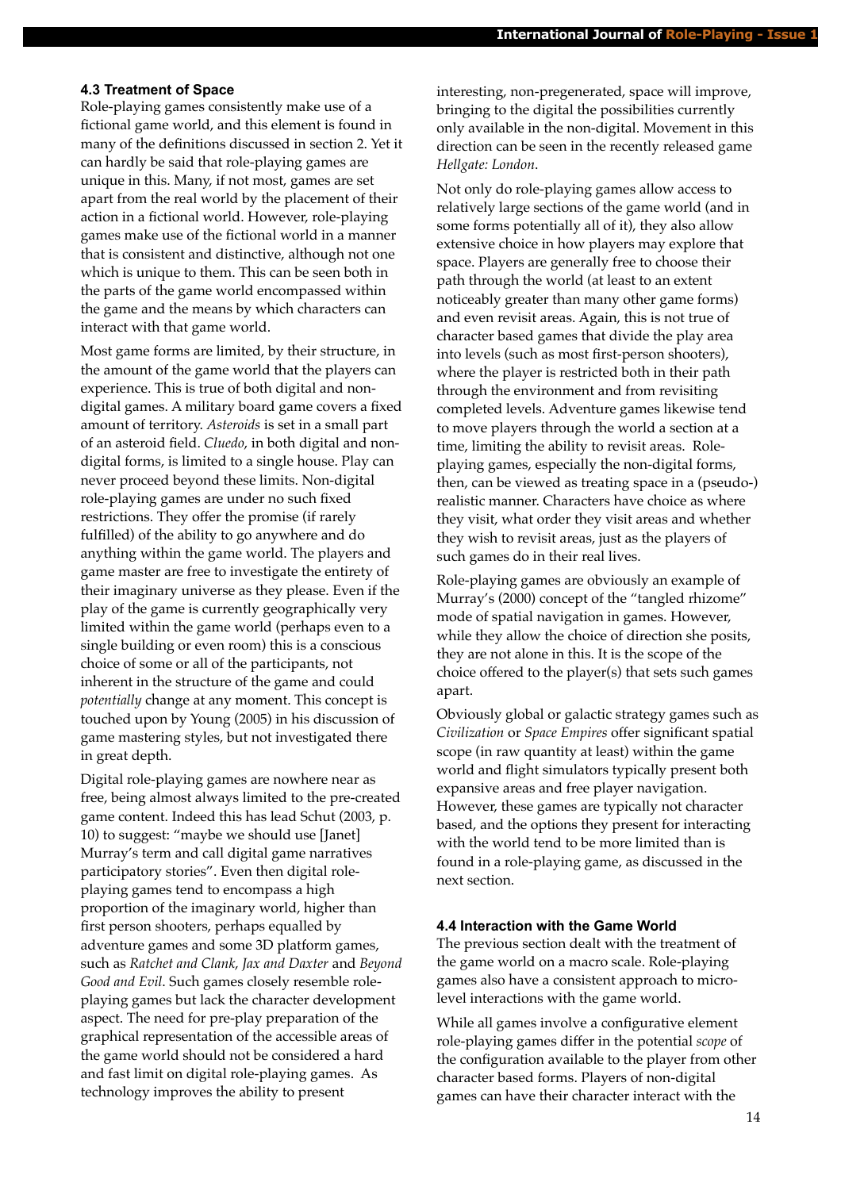### 4.3 Treatment of Space

Role-playing games consistently make use of a fictional game world, and this element is found in many of the definitions discussed in section 2. Yet it can hardly be said that role-playing games are unique in this. Many, if not most, games are set apart from the real world by the placement of their action in a fictional world. However, role-playing games make use of the fictional world in a manner that is consistent and distinctive, although not one which is unique to them. This can be seen both in the parts of the game world encompassed within the game and the means by which characters can interact with that game world.

Most game forms are limited, by their structure, in the amount of the game world that the players can experience. This is true of both digital and non-digital games. A military board game covers a fixed amount of territory. *Asteroids* is set in a small part of an asteroid field. *Cluedo*, in both digital and non-digital forms, is limited to a single house. Play can never proceed beyond these limits. Non-digital role-playing games are under no such fixed restrictions. They offer the promise (if rarely fulfilled) of the ability to go anywhere and do anything within the game world. The players and game master are free to investigate the entirety of their imaginary universe as they please. Even if the play of the game is currently geographically very limited within the game world (perhaps even to a single building or even room) this is a conscious choice of some or all of the participants, not inherent in the structure of the game and could *potentially* change at any moment. This concept is touched upon by Young (2005) in his discussion of game mastering styles, but not investigated there in great depth.

Digital role-playing games are nowhere near as free, being almost always limited to the pre-created game content. Indeed this has lead Schut (2003, p. 10) to suggest: "maybe we should use [Janet] Murray's term and call digital game narratives participatory stories". Even then digital role-playing games tend to encompass a high proportion of the imaginary world, higher than first person shooters, perhaps equalled by adventure games and some 3D platform games, such as *Ratchet and Clank*, *Jax and Daxter* and *Beyond Good and Evil*. Such games closely resemble role-playing games but lack the character development aspect. The need for pre-play preparation of the graphical representation of the accessible areas of the game world should not be considered a hard and fast limit on digital role-playing games. As technology improves the ability to present interesting, non-pregenerated, space will improve, bringing to the digital the possibilities currently only available in the non-digital. Movement in this direction can be seen in the recently released game *Hellgate: London*.

Not only do role-playing games allow access to relatively large sections of the game world (and in some forms potentially all of it), they also allow extensive choice in how players may explore that space. Players are generally free to choose their path through the world (at least to an extent noticeably greater than many other game forms) and even revisit areas. Again, this is not true of character based games that divide the play area into levels (such as most first-person shooters), where the player is restricted both in their path through the environment and from revisiting completed levels. Adventure games likewise tend to move players through the world a section at a time, limiting the ability to revisit areas. Role-playing games, especially the non-digital forms, then, can be viewed as treating space in a (pseudo-) realistic manner. Characters have choice as where they visit, what order they visit areas and whether they wish to revisit areas, just as the players of such games do in their real lives.

Role-playing games are obviously an example of Murray's (2000) concept of the "tangled rhizome" mode of spatial navigation in games. However, while they allow the choice of direction she posits, they are not alone in this. It is the scope of the choice offered to the player(s) that sets such games apart.

Obviously global or galactic strategy games such as *Civilization* or *Space Empires* offer significant spatial scope (in raw quantity at least) within the game world and flight simulators typically present both expansive areas and free player navigation. However, these games are typically not character based, and the options they present for interacting with the world tend to be more limited than is found in a role-playing game, as discussed in the next section.

### 4.4 Interaction with the Game World

The previous section dealt with the treatment of the game world on a macro scale. Role-playing games also have a consistent approach to micro-level interactions with the game world.

While all games involve a configurative element role-playing games differ in the potential *scope* of the configuration available to the player from other character based forms. Players of non-digital games can have their character interact with the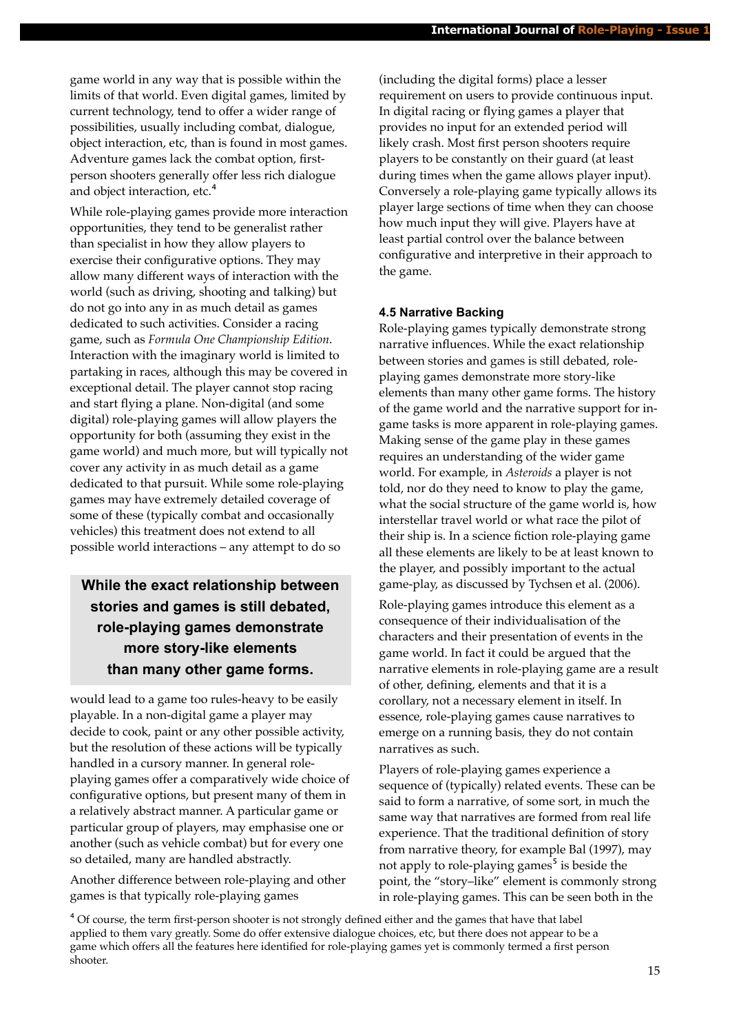game world in any way that is possible within the limits of that world. Even digital games, limited by current technology, tend to offer a wider range of possibilities, usually including combat, dialogue, object interaction, etc, than is found in most games. Adventure games lack the combat option, first-person shooters generally offer less rich dialogue and object interaction, etc.[4]

While role-playing games provide more interaction opportunities, they tend to be generalist rather than specialist in how they allow players to exercise their configurative options. They may allow many different ways of interaction with the world (such as driving, shooting and talking) but do not go into any in as much detail as games dedicated to such activities. Consider a racing game, such as *Formula One Championship Edition*. Interaction with the imaginary world is limited to partaking in races, although this may be covered in exceptional detail. The player cannot stop racing and start flying a plane. Non-digital (and some digital) role-playing games will allow players the opportunity for both (assuming they exist in the game world) and much more, but will typically not cover any activity in as much detail as a game dedicated to that pursuit. While some role-playing games may have extremely detailed coverage of some of these (typically combat and occasionally vehicles) this treatment does not extend to all possible world interactions – any attempt to do so would lead to a game too rules-heavy to be easily playable. In a non-digital game a player may decide to cook, paint or any other possible activity, but the resolution of these actions will be typically handled in a cursory manner. In general role-playing games offer a comparatively wide choice of configurative options, but present many of them in a relatively abstract manner. A particular game or particular group of players, may emphasise one or another (such as vehicle combat) but for every one so detailed, many are handled abstractly.

**While the exact relationship between stories and games is still debated, role-playing games demonstrate more story-like elements than many other game forms.**

Another difference between role-playing and other games is that typically role-playing games (including the digital forms) place a lesser requirement on users to provide continuous input. In digital racing or flying games a player that provides no input for an extended period will likely crash. Most first person shooters require players to be constantly on their guard (at least during times when the game allows player input). Conversely a role-playing game typically allows its player large sections of time when they can choose how much input they will give. Players have at least partial control over the balance between configurative and interpretive in their approach to the game.

### 4.5 Narrative Backing

Role-playing games typically demonstrate strong narrative influences. While the exact relationship between stories and games is still debated, role-playing games demonstrate more story-like elements than many other game forms. The history of the game world and the narrative support for in-game tasks is more apparent in role-playing games. Making sense of the game play in these games requires an understanding of the wider game world. For example, in *Asteroids* a player is not told, nor do they need to know to play the game, what the social structure of the game world is, how interstellar travel world or what race the pilot of their ship is. In a science fiction role-playing game all these elements are likely to be at least known to the player, and possibly important to the actual game-play, as discussed by Tychsen et al. (2006).

Role-playing games introduce this element as a consequence of their individualisation of the characters and their presentation of events in the game world. In fact it could be argued that the narrative elements in role-playing game are a result of other, defining, elements and that it is a corollary, not a necessary element in itself. In essence, role-playing games cause narratives to emerge on a running basis, they do not contain narratives as such.

Players of role-playing games experience a sequence of (typically) related events. These can be said to form a narrative, of some sort, in much the same way that narratives are formed from real life experience. That the traditional definition of story from narrative theory, for example Bal (1997), may not apply to role-playing games[5] is beside the point, the "story–like" element is commonly strong in role-playing games. This can be seen both in the

[4] Of course, the term first-person shooter is not strongly defined either and the games that have that label applied to them vary greatly. Some do offer extensive dialogue choices, etc, but there does not appear to be a game which offers all the features here identified for role-playing games yet is commonly termed a first person shooter.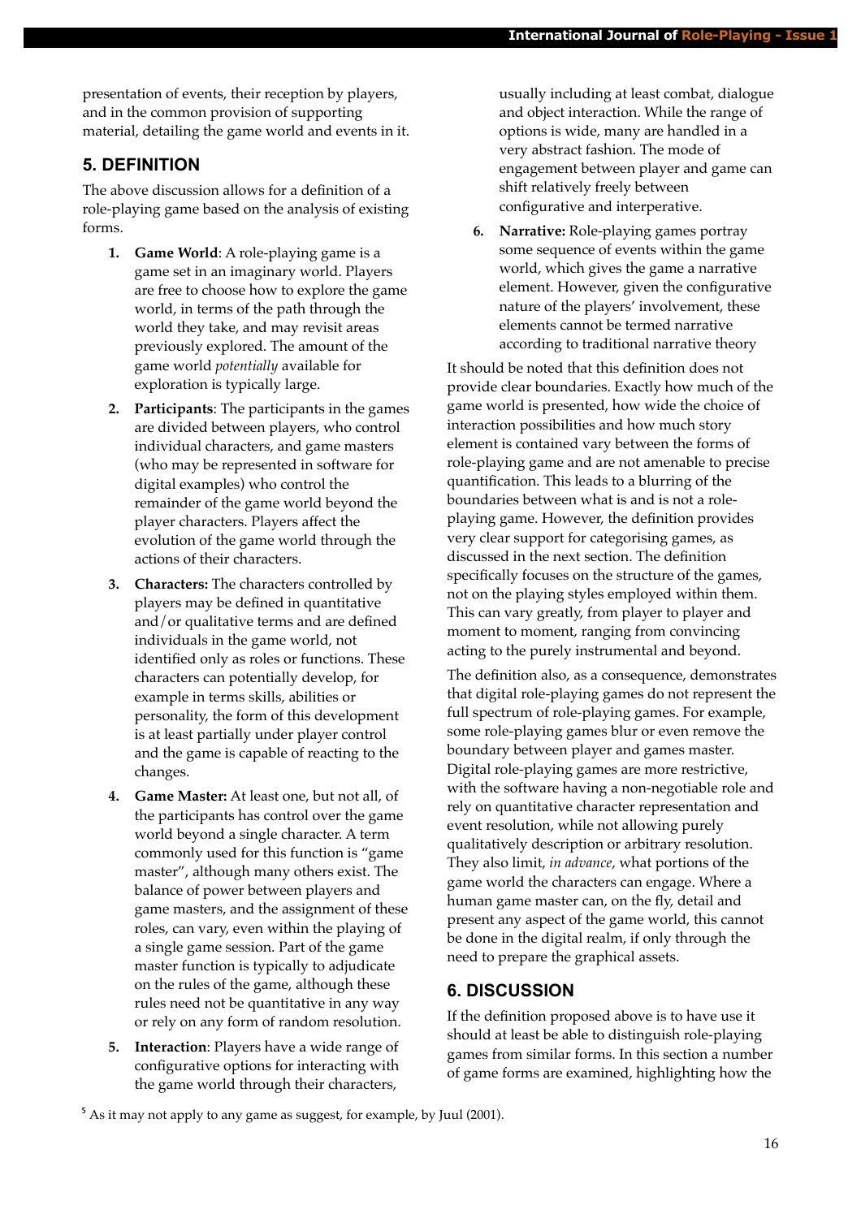presentation of events, their reception by players, and in the common provision of supporting material, detailing the game world and events in it.

## 5. DEFINITION

The above discussion allows for a definition of a role-playing game based on the analysis of existing forms.

1. **Game World**: A role-playing game is a game set in an imaginary world. Players are free to choose how to explore the game world, in terms of the path through the world they take, and may revisit areas previously explored. The amount of the game world *potentially* available for exploration is typically large.
2. **Participants**: The participants in the games are divided between players, who control individual characters, and game masters (who may be represented in software for digital examples) who control the remainder of the game world beyond the player characters. Players affect the evolution of the game world through the actions of their characters.
3. **Characters:** The characters controlled by players may be defined in quantitative and/or qualitative terms and are defined individuals in the game world, not identified only as roles or functions. These characters can potentially develop, for example in terms skills, abilities or personality, the form of this development is at least partially under player control and the game is capable of reacting to the changes.
4. **Game Master:** At least one, but not all, of the participants has control over the game world beyond a single character. A term commonly used for this function is "game master", although many others exist. The balance of power between players and game masters, and the assignment of these roles, can vary, even within the playing of a single game session. Part of the game master function is typically to adjudicate on the rules of the game, although these rules need not be quantitative in any way or rely on any form of random resolution.
5. **Interaction**: Players have a wide range of configurative options for interacting with the game world through their characters, usually including at least combat, dialogue and object interaction. While the range of options is wide, many are handled in a very abstract fashion. The mode of engagement between player and game can shift relatively freely between configurative and interperative.
6. **Narrative:** Role-playing games portray some sequence of events within the game world, which gives the game a narrative element. However, given the configurative nature of the players' involvement, these elements cannot be termed narrative according to traditional narrative theory

It should be noted that this definition does not provide clear boundaries. Exactly how much of the game world is presented, how wide the choice of interaction possibilities and how much story element is contained vary between the forms of role-playing game and are not amenable to precise quantification. This leads to a blurring of the boundaries between what is and is not a role-playing game. However, the definition provides very clear support for categorising games, as discussed in the next section. The definition specifically focuses on the structure of the games, not on the playing styles employed within them. This can vary greatly, from player to player and moment to moment, ranging from convincing acting to the purely instrumental and beyond.

The definition also, as a consequence, demonstrates that digital role-playing games do not represent the full spectrum of role-playing games. For example, some role-playing games blur or even remove the boundary between player and games master. Digital role-playing games are more restrictive, with the software having a non-negotiable role and rely on quantitative character representation and event resolution, while not allowing purely qualitatively description or arbitrary resolution. They also limit, *in advance*, what portions of the game world the characters can engage. Where a human game master can, on the fly, detail and present any aspect of the game world, this cannot be done in the digital realm, if only through the need to prepare the graphical assets.

## 6. DISCUSSION

If the definition proposed above is to have use it should at least be able to distinguish role-playing games from similar forms. In this section a number of game forms are examined, highlighting how the

[5] As it may not apply to any game as suggest, for example, by Juul (2001).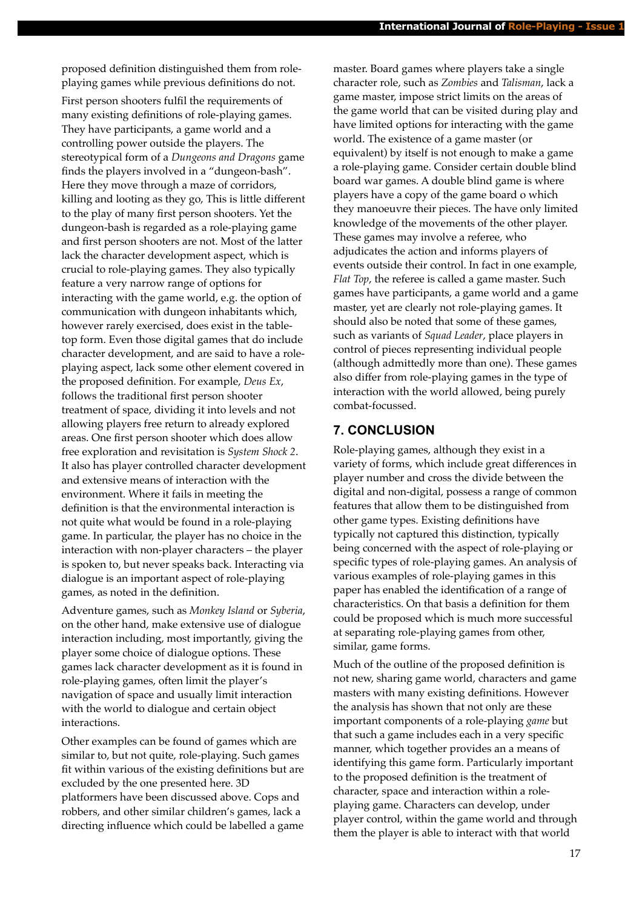proposed definition distinguished them from role-playing games while previous definitions do not.

First person shooters fulfil the requirements of many existing definitions of role-playing games. They have participants, a game world and a controlling power outside the players. The stereotypical form of a *Dungeons and Dragons* game finds the players involved in a "dungeon-bash". Here they move through a maze of corridors, killing and looting as they go, This is little different to the play of many first person shooters. Yet the dungeon-bash is regarded as a role-playing game and first person shooters are not. Most of the latter lack the character development aspect, which is crucial to role-playing games. They also typically feature a very narrow range of options for interacting with the game world, e.g. the option of communication with dungeon inhabitants which, however rarely exercised, does exist in the table-top form. Even those digital games that do include character development, and are said to have a role-playing aspect, lack some other element covered in the proposed definition. For example, *Deus Ex*, follows the traditional first person shooter treatment of space, dividing it into levels and not allowing players free return to already explored areas. One first person shooter which does allow free exploration and revisitation is *System Shock 2*. It also has player controlled character development and extensive means of interaction with the environment. Where it fails in meeting the definition is that the environmental interaction is not quite what would be found in a role-playing game. In particular, the player has no choice in the interaction with non-player characters – the player is spoken to, but never speaks back. Interacting via dialogue is an important aspect of role-playing games, as noted in the definition.

Adventure games, such as *Monkey Island* or *Syberia*, on the other hand, make extensive use of dialogue interaction including, most importantly, giving the player some choice of dialogue options. These games lack character development as it is found in role-playing games, often limit the player's navigation of space and usually limit interaction with the world to dialogue and certain object interactions.

Other examples can be found of games which are similar to, but not quite, role-playing. Such games fit within various of the existing definitions but are excluded by the one presented here. 3D platformers have been discussed above. Cops and robbers, and other similar children's games, lack a directing influence which could be labelled a game master. Board games where players take a single character role, such as *Zombies* and *Talisman*, lack a game master, impose strict limits on the areas of the game world that can be visited during play and have limited options for interacting with the game world. The existence of a game master (or equivalent) by itself is not enough to make a game a role-playing game. Consider certain double blind board war games. A double blind game is where players have a copy of the game board o which they manoeuvre their pieces. The have only limited knowledge of the movements of the other player. These games may involve a referee, who adjudicates the action and informs players of events outside their control. In fact in one example, *Flat Top*, the referee is called a game master. Such games have participants, a game world and a game master, yet are clearly not role-playing games. It should also be noted that some of these games, such as variants of *Squad Leader*, place players in control of pieces representing individual people (although admittedly more than one). These games also differ from role-playing games in the type of interaction with the world allowed, being purely combat-focussed.

## 7. CONCLUSION

Role-playing games, although they exist in a variety of forms, which include great differences in player number and cross the divide between the digital and non-digital, possess a range of common features that allow them to be distinguished from other game types. Existing definitions have typically not captured this distinction, typically being concerned with the aspect of role-playing or specific types of role-playing games. An analysis of various examples of role-playing games in this paper has enabled the identification of a range of characteristics. On that basis a definition for them could be proposed which is much more successful at separating role-playing games from other, similar, game forms.

Much of the outline of the proposed definition is not new, sharing game world, characters and game masters with many existing definitions. However the analysis has shown that not only are these important components of a role-playing *game* but that such a game includes each in a very specific manner, which together provides an a means of identifying this game form. Particularly important to the proposed definition is the treatment of character, space and interaction within a role-playing game. Characters can develop, under player control, within the game world and through them the player is able to interact with that world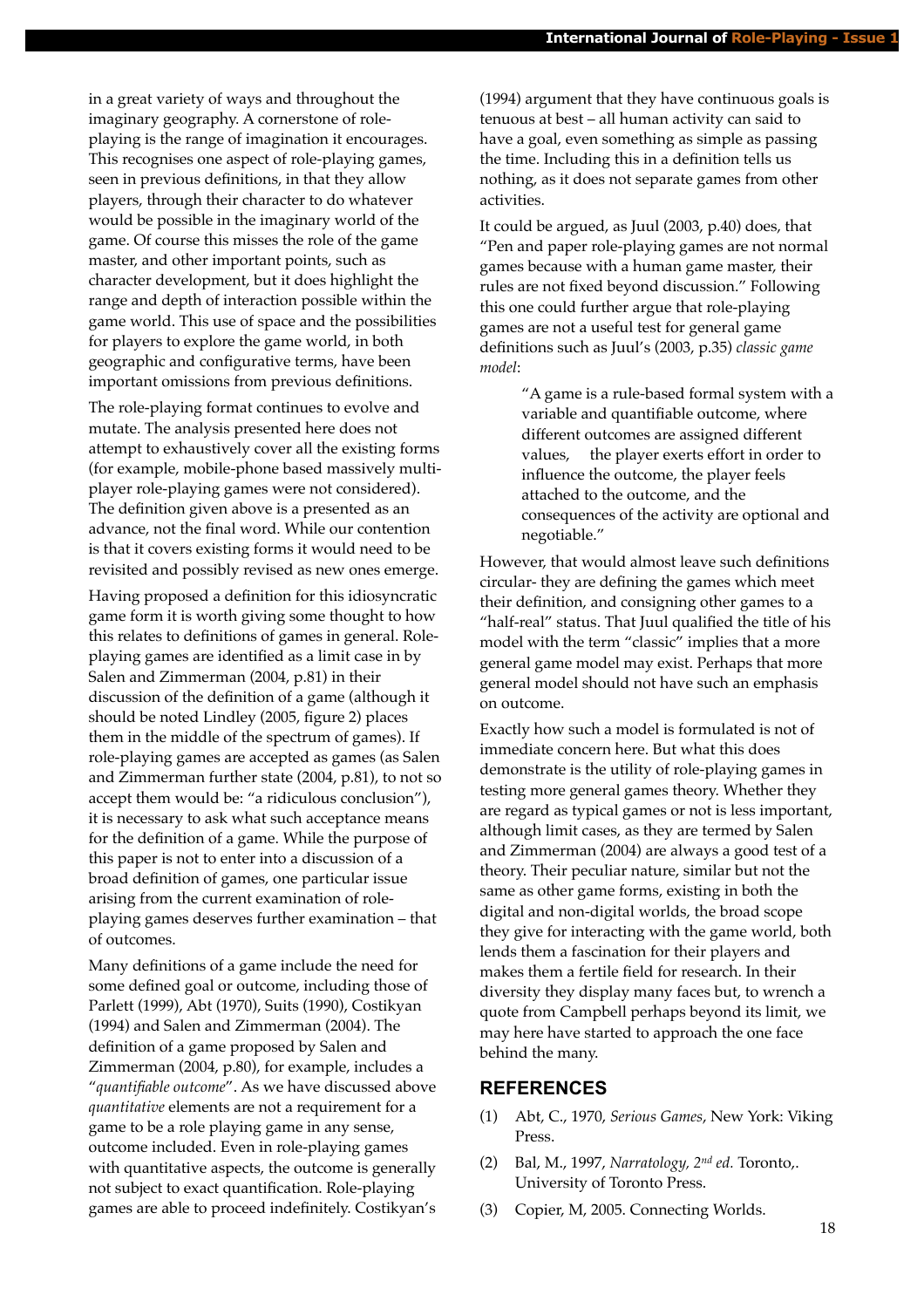in a great variety of ways and throughout the imaginary geography. A cornerstone of role-playing is the range of imagination it encourages. This recognises one aspect of role-playing games, seen in previous definitions, in that they allow players, through their character to do whatever would be possible in the imaginary world of the game. Of course this misses the role of the game master, and other important points, such as character development, but it does highlight the range and depth of interaction possible within the game world. This use of space and the possibilities for players to explore the game world, in both geographic and configurative terms, have been important omissions from previous definitions.

The role-playing format continues to evolve and mutate. The analysis presented here does not attempt to exhaustively cover all the existing forms (for example, mobile-phone based massively multi-player role-playing games were not considered). The definition given above is a presented as an advance, not the final word. While our contention is that it covers existing forms it would need to be revisited and possibly revised as new ones emerge.

Having proposed a definition for this idiosyncratic game form it is worth giving some thought to how this relates to definitions of games in general. Role-playing games are identified as a limit case in by Salen and Zimmerman (2004, p.81) in their discussion of the definition of a game (although it should be noted Lindley (2005, figure 2) places them in the middle of the spectrum of games). If role-playing games are accepted as games (as Salen and Zimmerman further state (2004, p.81), to not so accept them would be: "a ridiculous conclusion"), it is necessary to ask what such acceptance means for the definition of a game. While the purpose of this paper is not to enter into a discussion of a broad definition of games, one particular issue arising from the current examination of role-playing games deserves further examination – that of outcomes.

Many definitions of a game include the need for some defined goal or outcome, including those of Parlett (1999), Abt (1970), Suits (1990), Costikyan (1994) and Salen and Zimmerman (2004). The definition of a game proposed by Salen and Zimmerman (2004, p.80), for example, includes a "*quantifiable outcome*". As we have discussed above *quantitative* elements are not a requirement for a game to be a role playing game in any sense, outcome included. Even in role-playing games with quantitative aspects, the outcome is generally not subject to exact quantification. Role-playing games are able to proceed indefinitely. Costikyan's (1994) argument that they have continuous goals is tenuous at best – all human activity can said to have a goal, even something as simple as passing the time. Including this in a definition tells us nothing, as it does not separate games from other activities.

It could be argued, as Juul (2003, p.40) does, that "Pen and paper role-playing games are not normal games because with a human game master, their rules are not fixed beyond discussion." Following this one could further argue that role-playing games are not a useful test for general game definitions such as Juul's (2003, p.35) *classic game model*:

> "A game is a rule-based formal system with a variable and quantifiable outcome, where different outcomes are assigned different values, the player exerts effort in order to influence the outcome, the player feels attached to the outcome, and the consequences of the activity are optional and negotiable."

However, that would almost leave such definitions circular- they are defining the games which meet their definition, and consigning other games to a "half-real" status. That Juul qualified the title of his model with the term "classic" implies that a more general game model may exist. Perhaps that more general model should not have such an emphasis on outcome.

Exactly how such a model is formulated is not of immediate concern here. But what this does demonstrate is the utility of role-playing games in testing more general games theory. Whether they are regard as typical games or not is less important, although limit cases, as they are termed by Salen and Zimmerman (2004) are always a good test of a theory. Their peculiar nature, similar but not the same as other game forms, existing in both the digital and non-digital worlds, the broad scope they give for interacting with the game world, both lends them a fascination for their players and makes them a fertile field for research. In their diversity they display many faces but, to wrench a quote from Campbell perhaps beyond its limit, we may here have started to approach the one face behind the many.

## REFERENCES

(1) Abt, C., 1970, *Serious Games*, New York: Viking Press.

(2) Bal, M., 1997, *Narratology, 2nd ed.* Toronto,. University of Toronto Press.

(3) Copier, M, 2005. Connecting Worlds.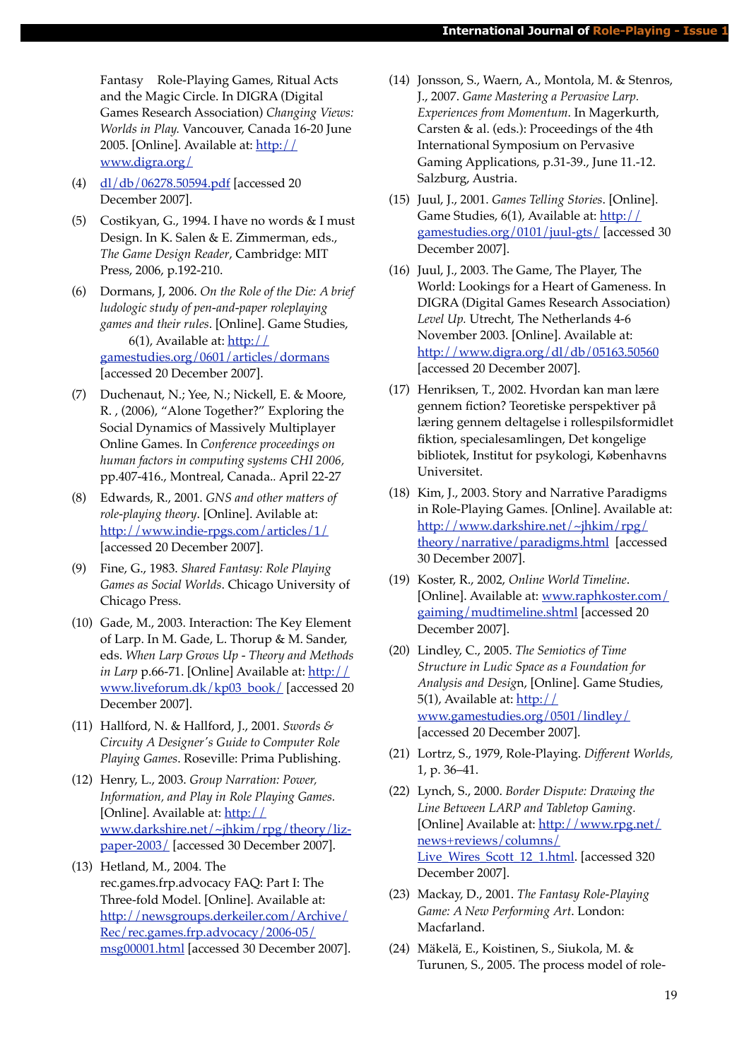Fantasy Role-Playing Games, Ritual Acts and the Magic Circle. In DIGRA (Digital Games Research Association) *Changing Views: Worlds in Play.* Vancouver, Canada 16-20 June 2005. [Online]. Available at: http://www.digra.org/

(4) dl/db/06278.50594.pdf [accessed 20 December 2007].

(5) Costikyan, G., 1994. I have no words & I must Design. In K. Salen & E. Zimmerman, eds., *The Game Design Reader*, Cambridge: MIT Press, 2006, p.192-210.

(6) Dormans, J, 2006. *On the Role of the Die: A brief ludologic study of pen-and-paper roleplaying games and their rules*. [Online]. Game Studies, 6(1), Available at: http://gamestudies.org/0601/articles/dormans [accessed 20 December 2007].

(7) Duchenaut, N.; Yee, N.; Nickell, E. & Moore, R. , (2006), "Alone Together?" Exploring the Social Dynamics of Massively Multiplayer Online Games. In *Conference proceedings on human factors in computing systems CHI 2006*, pp.407-416., Montreal, Canada.. April 22-27

(8) Edwards, R., 2001. *GNS and other matters of role-playing theory*. [Online]. Avilable at: http://www.indie-rpgs.com/articles/1/ [accessed 20 December 2007].

(9) Fine, G., 1983. *Shared Fantasy: Role Playing Games as Social Worlds*. Chicago University of Chicago Press.

(10) Gade, M., 2003. Interaction: The Key Element of Larp. In M. Gade, L. Thorup & M. Sander, eds. *When Larp Grows Up - Theory and Methods in Larp* p.66-71. [Online] Available at: http://www.liveforum.dk/kp03_book/ [accessed 20 December 2007].

(11) Hallford, N. & Hallford, J., 2001. *Swords & Circuity A Designer's Guide to Computer Role Playing Games*. Roseville: Prima Publishing.

(12) Henry, L., 2003. *Group Narration: Power, Information, and Play in Role Playing Games.* [Online]. Available at: http://www.darkshire.net/~jhkim/rpg/theory/liz-paper-2003/ [accessed 30 December 2007].

(13) Hetland, M., 2004. The rec.games.frp.advocacy FAQ: Part I: The Three-fold Model. [Online]. Available at: http://newsgroups.derkeiler.com/Archive/Rec/rec.games.frp.advocacy/2006-05/msg00001.html [accessed 30 December 2007].

(14) Jonsson, S., Waern, A., Montola, M. & Stenros, J., 2007. *Game Mastering a Pervasive Larp. Experiences from Momentum*. In Magerkurth, Carsten & al. (eds.): Proceedings of the 4th International Symposium on Pervasive Gaming Applications, p.31-39., June 11.-12. Salzburg, Austria.

(15) Juul, J., 2001. *Games Telling Stories*. [Online]. Game Studies, 6(1), Available at: http://gamestudies.org/0101/juul-gts/ [accessed 30 December 2007].

(16) Juul, J., 2003. The Game, The Player, The World: Lookings for a Heart of Gameness. In DIGRA (Digital Games Research Association) *Level Up.* Utrecht, The Netherlands 4-6 November 2003. [Online]. Available at: http://www.digra.org/dl/db/05163.50560 [accessed 20 December 2007].

(17) Henriksen, T., 2002. Hvordan kan man lære gennem fiction? Teoretiske perspektiver på læring gennem deltagelse i rollespilsformidlet fiktion, specialesamlingen, Det kongelige bibliotek, Institut for psykologi, Københavns Universitet.

(18) Kim, J., 2003. Story and Narrative Paradigms in Role-Playing Games. [Online]. Available at: http://www.darkshire.net/~jhkim/rpg/theory/narrative/paradigms.html [accessed 30 December 2007].

(19) Koster, R., 2002, *Online World Timeline*. [Online]. Available at: www.raphkoster.com/gaiming/mudtimeline.shtml [accessed 20 December 2007].

(20) Lindley, C., 2005. *The Semiotics of Time Structure in Ludic Space as a Foundation for Analysis and Design*, [Online]. Game Studies, 5(1), Available at: http://www.gamestudies.org/0501/lindley/ [accessed 20 December 2007].

(21) Lortrz, S., 1979, Role-Playing. *Different Worlds,* 1, p. 36–41.

(22) Lynch, S., 2000. *Border Dispute: Drawing the Line Between LARP and Tabletop Gaming.* [Online] Available at: http://www.rpg.net/news+reviews/columns/Live_Wires_Scott_12_1.html. [accessed 320 December 2007].

(23) Mackay, D., 2001. *The Fantasy Role-Playing Game: A New Performing Art*. London: Macfarland.

(24) Mäkelä, E., Koistinen, S., Siukola, M. & Turunen, S., 2005. The process model of role-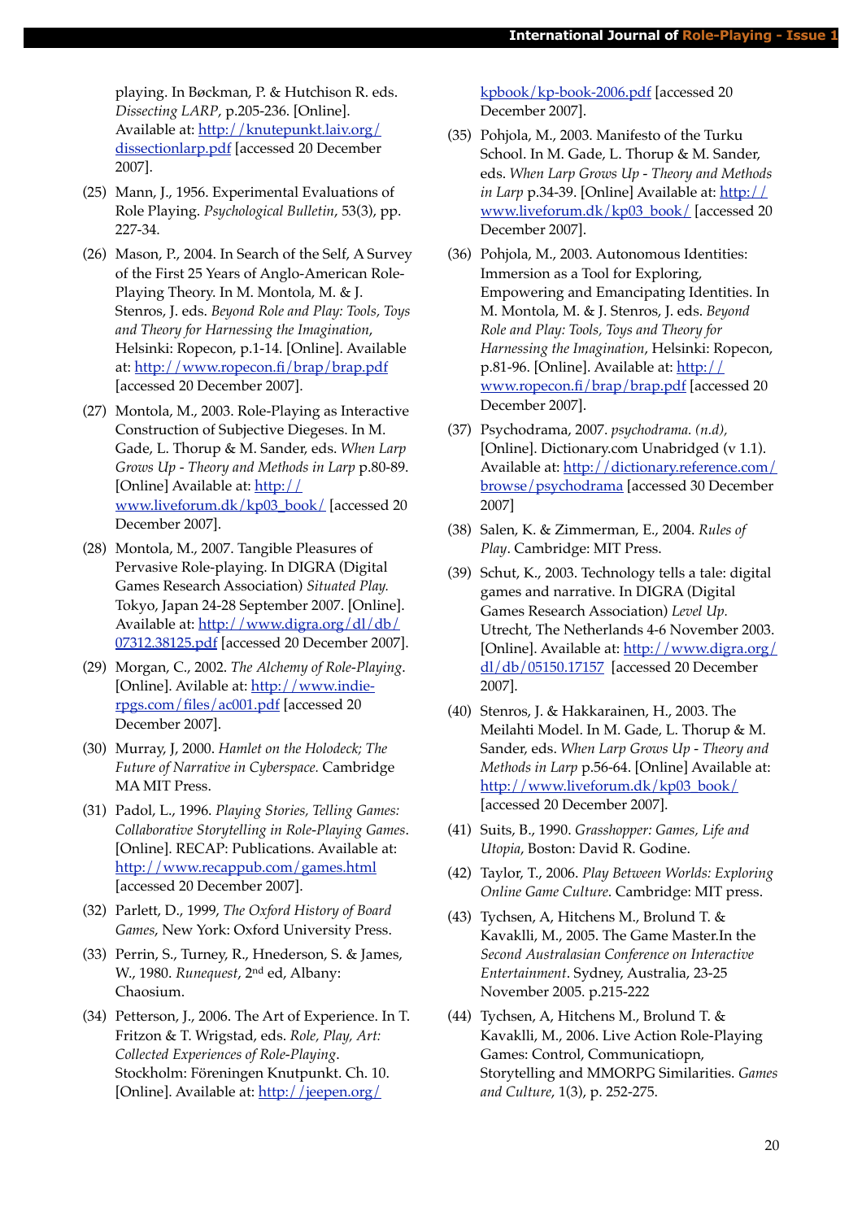playing. In Bøckman, P. & Hutchison R. eds. *Dissecting LARP*, p.205-236. [Online]. Available at: http://knutepunkt.laiv.org/dissectionlarp.pdf [accessed 20 December 2007].

(25) Mann, J., 1956. Experimental Evaluations of Role Playing. *Psychological Bulletin*, 53(3), pp. 227-34.

(26) Mason, P., 2004. In Search of the Self, A Survey of the First 25 Years of Anglo-American Role-Playing Theory. In M. Montola, M. & J. Stenros, J. eds. *Beyond Role and Play: Tools, Toys and Theory for Harnessing the Imagination*, Helsinki: Ropecon, p.1-14. [Online]. Available at: http://www.ropecon.fi/brap/brap.pdf [accessed 20 December 2007].

(27) Montola, M., 2003. Role-Playing as Interactive Construction of Subjective Diegeses. In M. Gade, L. Thorup & M. Sander, eds. *When Larp Grows Up - Theory and Methods in Larp* p.80-89. [Online] Available at: http://www.liveforum.dk/kp03_book/ [accessed 20 December 2007].

(28) Montola, M., 2007. Tangible Pleasures of Pervasive Role-playing. In DIGRA (Digital Games Research Association) *Situated Play.* Tokyo, Japan 24-28 September 2007. [Online]. Available at: http://www.digra.org/dl/db/07312.38125.pdf [accessed 20 December 2007].

(29) Morgan, C., 2002. *The Alchemy of Role-Playing*. [Online]. Avilable at: http://www.indie-rpgs.com/files/ac001.pdf [accessed 20 December 2007].

(30) Murray, J, 2000. *Hamlet on the Holodeck; The Future of Narrative in Cyberspace.* Cambridge MA MIT Press.

(31) Padol, L., 1996. *Playing Stories, Telling Games: Collaborative Storytelling in Role-Playing Games*. [Online]. RECAP: Publications. Available at: http://www.recappub.com/games.html [accessed 20 December 2007].

(32) Parlett, D., 1999, *The Oxford History of Board Games*, New York: Oxford University Press.

(33) Perrin, S., Turney, R., Hnederson, S. & James, W., 1980. *Runequest*, 2nd ed, Albany: Chaosium.

(34) Petterson, J., 2006. The Art of Experience. In T. Fritzon & T. Wrigstad, eds. *Role, Play, Art: Collected Experiences of Role-Playing*. Stockholm: Föreningen Knutpunkt. Ch. 10. [Online]. Available at: http://jeepen.org/kpbook/kp-book-2006.pdf [accessed 20 December 2007].

(35) Pohjola, M., 2003. Manifesto of the Turku School. In M. Gade, L. Thorup & M. Sander, eds. *When Larp Grows Up - Theory and Methods in Larp* p.34-39. [Online] Available at: http://www.liveforum.dk/kp03_book/ [accessed 20 December 2007].

(36) Pohjola, M., 2003. Autonomous Identities: Immersion as a Tool for Exploring, Empowering and Emancipating Identities. In M. Montola, M. & J. Stenros, J. eds. *Beyond Role and Play: Tools, Toys and Theory for Harnessing the Imagination*, Helsinki: Ropecon, p.81-96. [Online]. Available at: http://www.ropecon.fi/brap/brap.pdf [accessed 20 December 2007].

(37) Psychodrama, 2007. *psychodrama. (n.d),* [Online]. Dictionary.com Unabridged (v 1.1). Available at: http://dictionary.reference.com/browse/psychodrama [accessed 30 December 2007]

(38) Salen, K. & Zimmerman, E., 2004. *Rules of Play*. Cambridge: MIT Press.

(39) Schut, K., 2003. Technology tells a tale: digital games and narrative. In DIGRA (Digital Games Research Association) *Level Up.* Utrecht, The Netherlands 4-6 November 2003. [Online]. Available at: http://www.digra.org/dl/db/05150.17157 [accessed 20 December 2007].

(40) Stenros, J. & Hakkarainen, H., 2003. The Meilahti Model. In M. Gade, L. Thorup & M. Sander, eds. *When Larp Grows Up - Theory and Methods in Larp* p.56-64. [Online] Available at: http://www.liveforum.dk/kp03_book/ [accessed 20 December 2007].

(41) Suits, B., 1990. *Grasshopper: Games, Life and Utopia*, Boston: David R. Godine.

(42) Taylor, T., 2006. *Play Between Worlds: Exploring Online Game Culture*. Cambridge: MIT press.

(43) Tychsen, A, Hitchens M., Brolund T. & Kavaklli, M., 2005. The Game Master.In the *Second Australasian Conference on Interactive Entertainment*. Sydney, Australia, 23-25 November 2005. p.215-222

(44) Tychsen, A, Hitchens M., Brolund T. & Kavaklli, M., 2006. Live Action Role-Playing Games: Control, Communicatiopn, Storytelling and MMORPG Similarities. *Games and Culture*, 1(3), p. 252-275.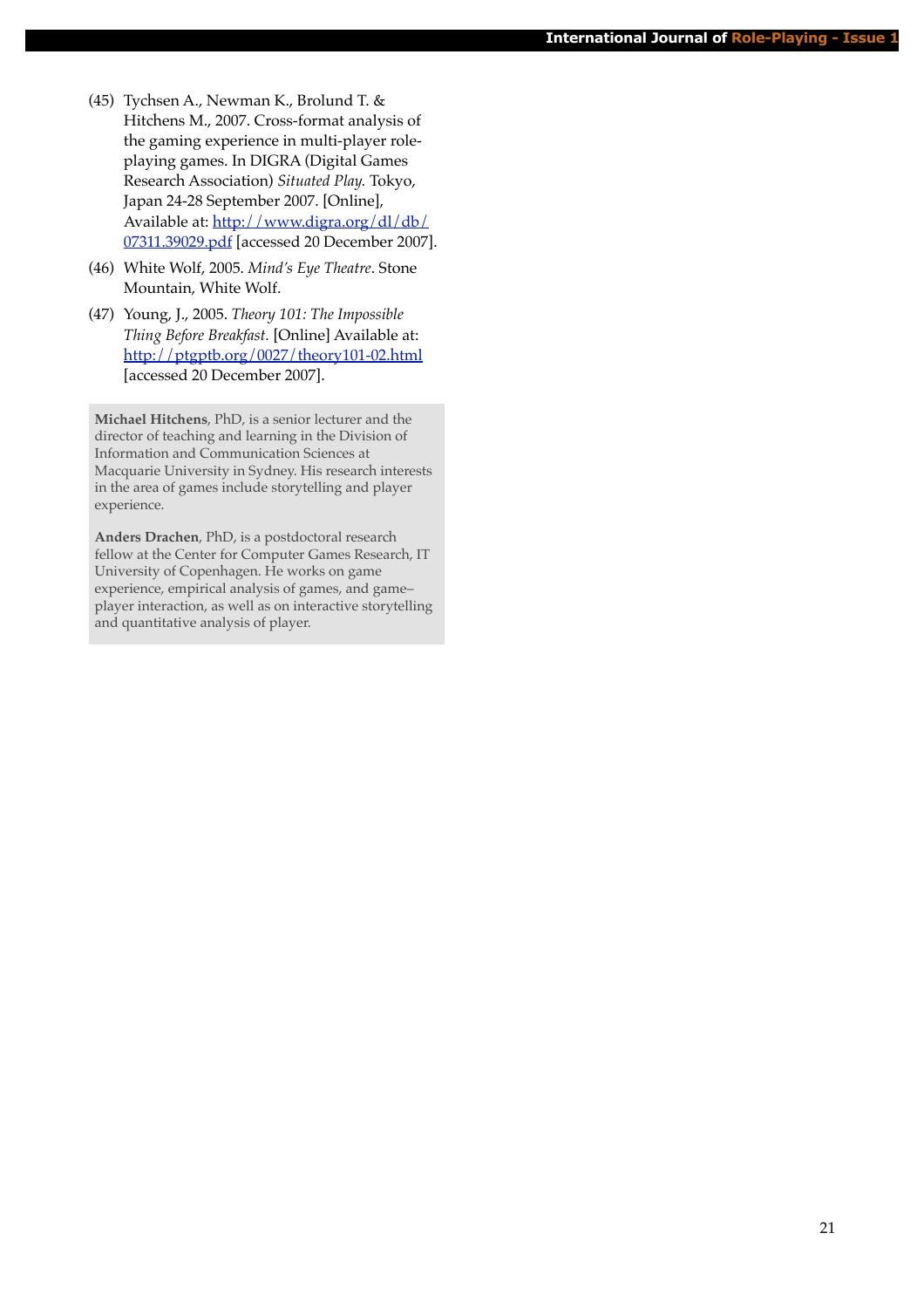(45) Tychsen A., Newman K., Brolund T. & Hitchens M., 2007. Cross-format analysis of the gaming experience in multi-player role-playing games. In DIGRA (Digital Games Research Association) *Situated Play.* Tokyo, Japan 24-28 September 2007. [Online], Available at: [http://www.digra.org/dl/db/07311.39029.pdf](http://www.digra.org/dl/db/07311.39029.pdf) [accessed 20 December 2007].

(46) White Wolf, 2005. *Mind's Eye Theatre*. Stone Mountain, White Wolf.

(47) Young, J., 2005. *Theory 101: The Impossible Thing Before Breakfast.* [Online] Available at: [http://ptgptb.org/0027/theory101-02.html](http://ptgptb.org/0027/theory101-02.html) [accessed 20 December 2007].

**Michael Hitchens**, PhD, is a senior lecturer and the director of teaching and learning in the Division of Information and Communication Sciences at Macquarie University in Sydney. His research interests in the area of games include storytelling and player experience.

**Anders Drachen**, PhD, is a postdoctoral research fellow at the Center for Computer Games Research, IT University of Copenhagen. He works on game experience, empirical analysis of games, and game–player interaction, as well as on interactive storytelling and quantitative analysis of player.